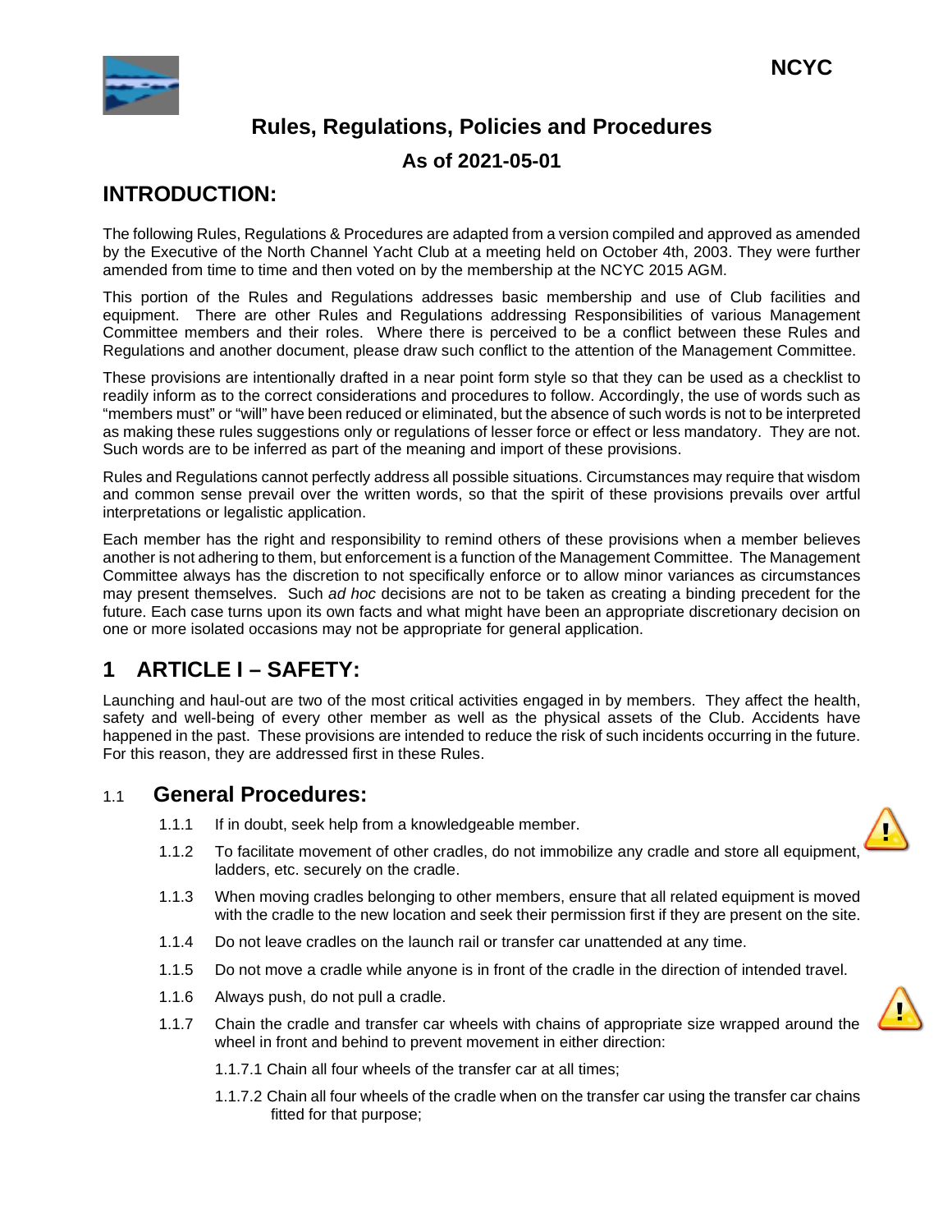NCYC

# Rules, Regulations, Policies and Procedures

## As of 2021-05-01

## INTRODUCTION:

The following Rules, Regulations & Procedures are adapted from a version compiled and approved as amended by the Executive of the North Channel Yacht Club at a meeting held on October 4th, 2003. They were further amended from time to time and then voted on by the membership at the NCYC 2015 AGM.

This portion of the Rules and Regulations addresses basic membership and use of Club facilities and equipment. There are other Rules and Regulations addressing Responsibilities of various Management Committee members and their roles. Where there is perceived to be a conflict between these Rules and Regulations and another document, please draw such conflict to the attention of the Management Committee.

These provisions are intentionally drafted in a near point form style so that they can be used as a checklist to readily inform as to the correct considerations and procedures to follow. Accordingly, the use of words such as "members must" or "will" have been reduced or eliminated, but the absence of such words is not to be interpreted as making these rules suggestions only or regulations of lesser force or effect or less mandatory. They are not. Such words are to be inferred as part of the meaning and import of these provisions.

Rules and Regulations cannot perfectly address all possible situations. Circumstances may require that wisdom and common sense prevail over the written words, so that the spirit of these provisions prevails over artful interpretations or legalistic application.

Each member has the right and responsibility to remind others of these provisions when a member believes another is not adhering to them, but enforcement is a function of the Management Committee. The Management Committee always has the discretion to not specifically enforce or to allow minor variances as circumstances may present themselves. Such *ad hoc* decisions are not to be taken as creating a binding precedent for the future. Each case turns upon its own facts and what might have been an appropriate discretionary decision on one or more isolated occasions may not be appropriate for general application.

## 1 ARTICLE I – SAFETY:

Launching and haul-out are two of the most critical activities engaged in by members. They affect the health, safety and well-being of every other member as well as the physical assets of the Club. Accidents have happened in the past. These provisions are intended to reduce the risk of such incidents occurring in the future. For this reason, they are addressed first in these Rules.

### 1.1 General Procedures:

1.1.1 If in doubt, seek help from a knowledgeable member.

1.1.2 To facilitate movement of other cradles, do not immobilize any cradle and store all equipment, ladders, etc. securely on the cradle.

1.1.3 When moving cradles belonging to other members, ensure that all related equipment is moved with the cradle to the new location and seek their permission first if they are present on the site.

1.1.4 Do not leave cradles on the launch rail or transfer car unattended at any time.

1.1.5 Do not move a cradle while anyone is in front of the cradle in the direction of intended travel.

1.1.6 Always push, do not pull a cradle.

1.1.7 Chain the cradle and transfer car wheels with chains of appropriate size wrapped around the wheel in front and behind to prevent movement in either direction:

1.1.7.1 Chain all four wheels of the transfer car at all times;

1.1.7.2 Chain all four wheels of the cradle when on the transfer car using the transfer car chains fitted for that purpose;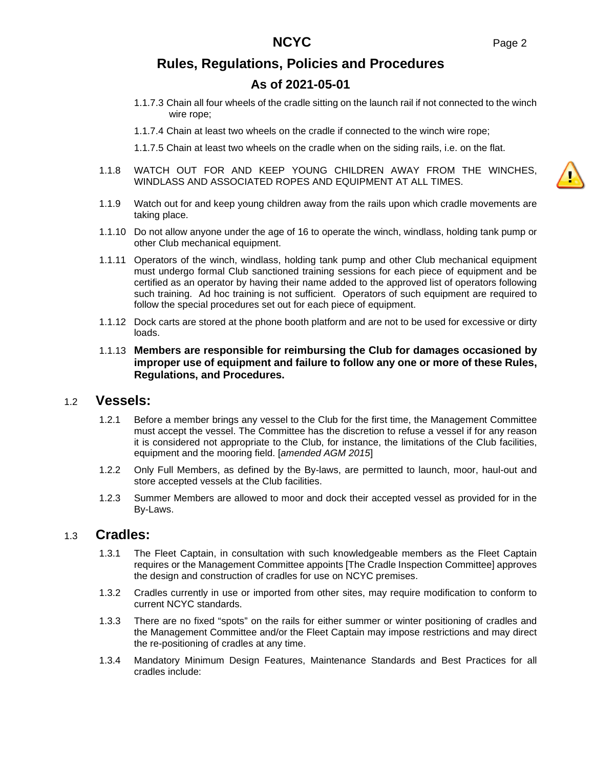1.1.7.3 Chain all four wheels of the cradle sitting on the launch rail if not connected to the winch wire rope;

1.1.7.4 Chain at least two wheels on the cradle if connected to the winch wire rope;

1.1.7.5 Chain at least two wheels on the cradle when on the siding rails, i.e. on the flat.

1.1.8 WATCH OUT FOR AND KEEP YOUNG CHILDREN AWAY FROM THE WINCHES, WINDLASS AND ASSOCIATED ROPES AND EQUIPMENT AT ALL TIMES.

1.1.9 Watch out for and keep young children away from the rails upon which cradle movements are taking place.

1.1.10 Do not allow anyone under the age of 16 to operate the winch, windlass, holding tank pump or other Club mechanical equipment.

1.1.11 Operators of the winch, windlass, holding tank pump and other Club mechanical equipment must undergo formal Club sanctioned training sessions for each piece of equipment and be certified as an operator by having their name added to the approved list of operators following such training. Ad hoc training is not sufficient. Operators of such equipment are required to follow the special procedures set out for each piece of equipment.

1.1.12 Dock carts are stored at the phone booth platform and are not to be used for excessive or dirty loads.

1.1.13 **Members are responsible for reimbursing the Club for damages occasioned by improper use of equipment and failure to follow any one or more of these Rules, Regulations, and Procedures.**

## 1.2 Vessels:

1.2.1 Before a member brings any vessel to the Club for the first time, the Management Committee must accept the vessel. The Committee has the discretion to refuse a vessel if for any reason it is considered not appropriate to the Club, for instance, the limitations of the Club facilities, equipment and the mooring field. [*amended AGM 2015*]

1.2.2 Only Full Members, as defined by the By-laws, are permitted to launch, moor, haul-out and store accepted vessels at the Club facilities.

1.2.3 Summer Members are allowed to moor and dock their accepted vessel as provided for in the By-Laws.

## 1.3 Cradles:

1.3.1 The Fleet Captain, in consultation with such knowledgeable members as the Fleet Captain requires or the Management Committee appoints [The Cradle Inspection Committee] approves the design and construction of cradles for use on NCYC premises.

1.3.2 Cradles currently in use or imported from other sites, may require modification to conform to current NCYC standards.

1.3.3 There are no fixed "spots" on the rails for either summer or winter positioning of cradles and the Management Committee and/or the Fleet Captain may impose restrictions and may direct the re-positioning of cradles at any time.

1.3.4 Mandatory Minimum Design Features, Maintenance Standards and Best Practices for all cradles include: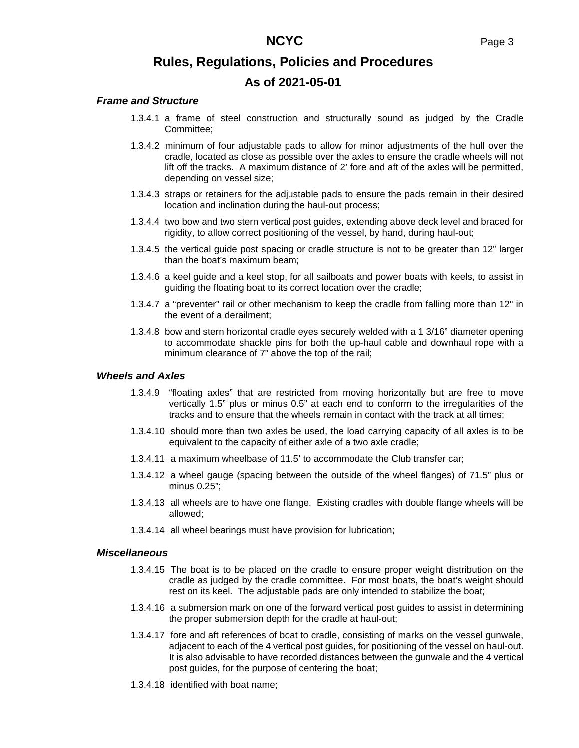### *Frame and Structure*

1.3.4.1 a frame of steel construction and structurally sound as judged by the Cradle Committee;

1.3.4.2 minimum of four adjustable pads to allow for minor adjustments of the hull over the cradle, located as close as possible over the axles to ensure the cradle wheels will not lift off the tracks. A maximum distance of 2' fore and aft of the axles will be permitted, depending on vessel size;

1.3.4.3 straps or retainers for the adjustable pads to ensure the pads remain in their desired location and inclination during the haul-out process;

1.3.4.4 two bow and two stern vertical post guides, extending above deck level and braced for rigidity, to allow correct positioning of the vessel, by hand, during haul-out;

1.3.4.5 the vertical guide post spacing or cradle structure is not to be greater than 12" larger than the boat's maximum beam;

1.3.4.6 a keel guide and a keel stop, for all sailboats and power boats with keels, to assist in guiding the floating boat to its correct location over the cradle;

1.3.4.7 a "preventer" rail or other mechanism to keep the cradle from falling more than 12" in the event of a derailment;

1.3.4.8 bow and stern horizontal cradle eyes securely welded with a 1 3/16" diameter opening to accommodate shackle pins for both the up-haul cable and downhaul rope with a minimum clearance of 7" above the top of the rail;

### *Wheels and Axles*

1.3.4.9 "floating axles" that are restricted from moving horizontally but are free to move vertically 1.5" plus or minus 0.5" at each end to conform to the irregularities of the tracks and to ensure that the wheels remain in contact with the track at all times;

1.3.4.10 should more than two axles be used, the load carrying capacity of all axles is to be equivalent to the capacity of either axle of a two axle cradle;

1.3.4.11 a maximum wheelbase of 11.5' to accommodate the Club transfer car;

1.3.4.12 a wheel gauge (spacing between the outside of the wheel flanges) of 71.5" plus or minus 0.25";

1.3.4.13 all wheels are to have one flange. Existing cradles with double flange wheels will be allowed;

1.3.4.14 all wheel bearings must have provision for lubrication;

### *Miscellaneous*

1.3.4.15 The boat is to be placed on the cradle to ensure proper weight distribution on the cradle as judged by the cradle committee. For most boats, the boat's weight should rest on its keel. The adjustable pads are only intended to stabilize the boat;

1.3.4.16 a submersion mark on one of the forward vertical post guides to assist in determining the proper submersion depth for the cradle at haul-out;

1.3.4.17 fore and aft references of boat to cradle, consisting of marks on the vessel gunwale, adjacent to each of the 4 vertical post guides, for positioning of the vessel on haul-out. It is also advisable to have recorded distances between the gunwale and the 4 vertical post guides, for the purpose of centering the boat;

1.3.4.18 identified with boat name;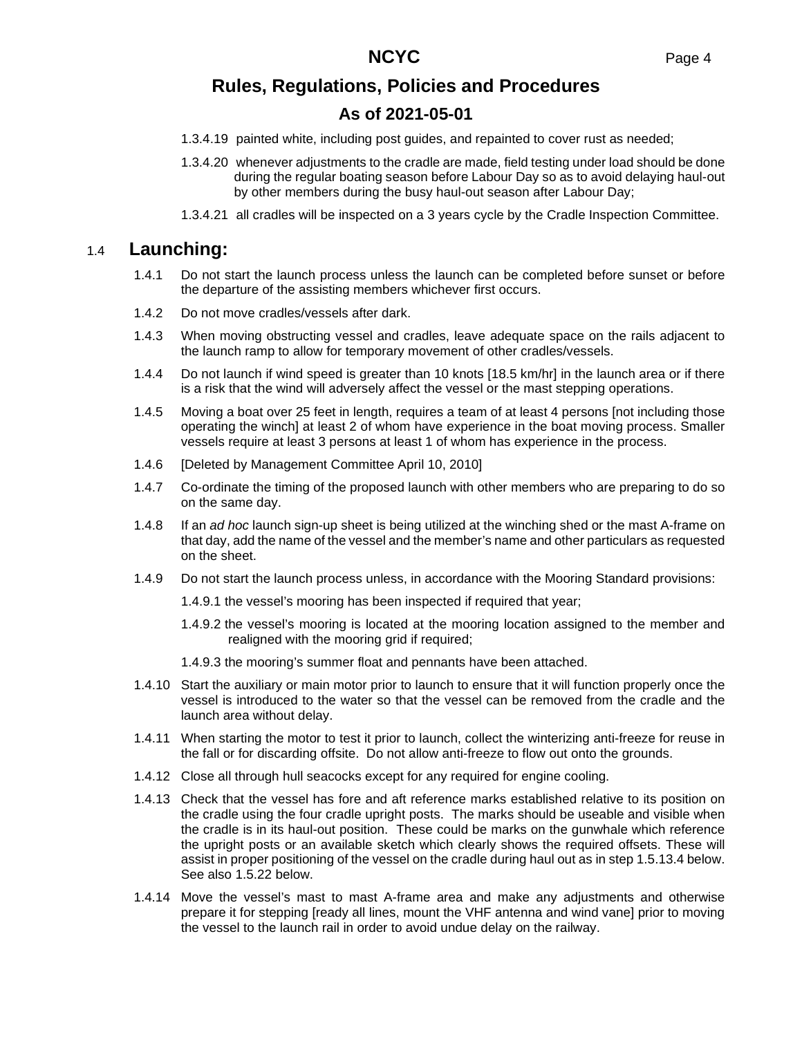1.3.4.19 painted white, including post guides, and repainted to cover rust as needed;

1.3.4.20 whenever adjustments to the cradle are made, field testing under load should be done during the regular boating season before Labour Day so as to avoid delaying haul-out by other members during the busy haul-out season after Labour Day;

1.3.4.21 all cradles will be inspected on a 3 years cycle by the Cradle Inspection Committee.

## 1.4 Launching:

1.4.1 Do not start the launch process unless the launch can be completed before sunset or before the departure of the assisting members whichever first occurs.

1.4.2 Do not move cradles/vessels after dark.

1.4.3 When moving obstructing vessel and cradles, leave adequate space on the rails adjacent to the launch ramp to allow for temporary movement of other cradles/vessels.

1.4.4 Do not launch if wind speed is greater than 10 knots [18.5 km/hr] in the launch area or if there is a risk that the wind will adversely affect the vessel or the mast stepping operations.

1.4.5 Moving a boat over 25 feet in length, requires a team of at least 4 persons [not including those operating the winch] at least 2 of whom have experience in the boat moving process. Smaller vessels require at least 3 persons at least 1 of whom has experience in the process.

1.4.6 [Deleted by Management Committee April 10, 2010]

1.4.7 Co-ordinate the timing of the proposed launch with other members who are preparing to do so on the same day.

1.4.8 If an *ad hoc* launch sign-up sheet is being utilized at the winching shed or the mast A-frame on that day, add the name of the vessel and the member's name and other particulars as requested on the sheet.

1.4.9 Do not start the launch process unless, in accordance with the Mooring Standard provisions:

1.4.9.1 the vessel's mooring has been inspected if required that year;

1.4.9.2 the vessel's mooring is located at the mooring location assigned to the member and realigned with the mooring grid if required;

1.4.9.3 the mooring's summer float and pennants have been attached.

1.4.10 Start the auxiliary or main motor prior to launch to ensure that it will function properly once the vessel is introduced to the water so that the vessel can be removed from the cradle and the launch area without delay.

1.4.11 When starting the motor to test it prior to launch, collect the winterizing anti-freeze for reuse in the fall or for discarding offsite. Do not allow anti-freeze to flow out onto the grounds.

1.4.12 Close all through hull seacocks except for any required for engine cooling.

1.4.13 Check that the vessel has fore and aft reference marks established relative to its position on the cradle using the four cradle upright posts. The marks should be useable and visible when the cradle is in its haul-out position. These could be marks on the gunwhale which reference the upright posts or an available sketch which clearly shows the required offsets. These will assist in proper positioning of the vessel on the cradle during haul out as in step 1.5.13.4 below. See also 1.5.22 below.

1.4.14 Move the vessel's mast to mast A-frame area and make any adjustments and otherwise prepare it for stepping [ready all lines, mount the VHF antenna and wind vane] prior to moving the vessel to the launch rail in order to avoid undue delay on the railway.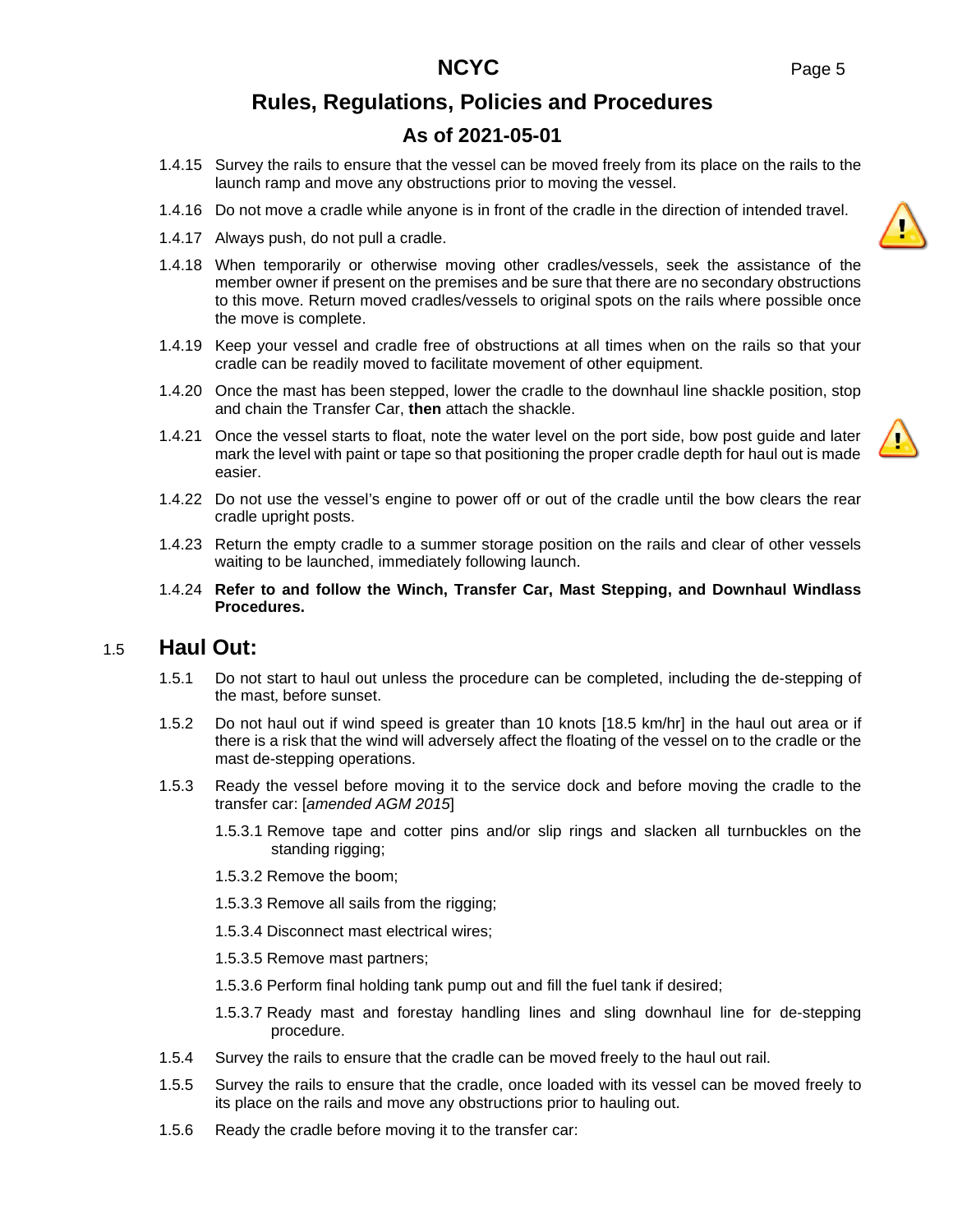1.4.15 Survey the rails to ensure that the vessel can be moved freely from its place on the rails to the launch ramp and move any obstructions prior to moving the vessel.

1.4.16 Do not move a cradle while anyone is in front of the cradle in the direction of intended travel.

1.4.17 Always push, do not pull a cradle.

1.4.18 When temporarily or otherwise moving other cradles/vessels, seek the assistance of the member owner if present on the premises and be sure that there are no secondary obstructions to this move. Return moved cradles/vessels to original spots on the rails where possible once the move is complete.

1.4.19 Keep your vessel and cradle free of obstructions at all times when on the rails so that your cradle can be readily moved to facilitate movement of other equipment.

1.4.20 Once the mast has been stepped, lower the cradle to the downhaul line shackle position, stop and chain the Transfer Car, **then** attach the shackle.

1.4.21 Once the vessel starts to float, note the water level on the port side, bow post guide and later mark the level with paint or tape so that positioning the proper cradle depth for haul out is made easier.

1.4.22 Do not use the vessel's engine to power off or out of the cradle until the bow clears the rear cradle upright posts.

1.4.23 Return the empty cradle to a summer storage position on the rails and clear of other vessels waiting to be launched, immediately following launch.

1.4.24 **Refer to and follow the Winch, Transfer Car, Mast Stepping, and Downhaul Windlass Procedures.**

## 1.5 Haul Out:

1.5.1 Do not start to haul out unless the procedure can be completed, including the de-stepping of the mast, before sunset.

1.5.2 Do not haul out if wind speed is greater than 10 knots [18.5 km/hr] in the haul out area or if there is a risk that the wind will adversely affect the floating of the vessel on to the cradle or the mast de-stepping operations.

1.5.3 Ready the vessel before moving it to the service dock and before moving the cradle to the transfer car: [*amended AGM 2015*]

1.5.3.1 Remove tape and cotter pins and/or slip rings and slacken all turnbuckles on the standing rigging;

1.5.3.2 Remove the boom;

1.5.3.3 Remove all sails from the rigging;

1.5.3.4 Disconnect mast electrical wires;

1.5.3.5 Remove mast partners;

1.5.3.6 Perform final holding tank pump out and fill the fuel tank if desired;

1.5.3.7 Ready mast and forestay handling lines and sling downhaul line for de-stepping procedure.

1.5.4 Survey the rails to ensure that the cradle can be moved freely to the haul out rail.

1.5.5 Survey the rails to ensure that the cradle, once loaded with its vessel can be moved freely to its place on the rails and move any obstructions prior to hauling out.

1.5.6 Ready the cradle before moving it to the transfer car: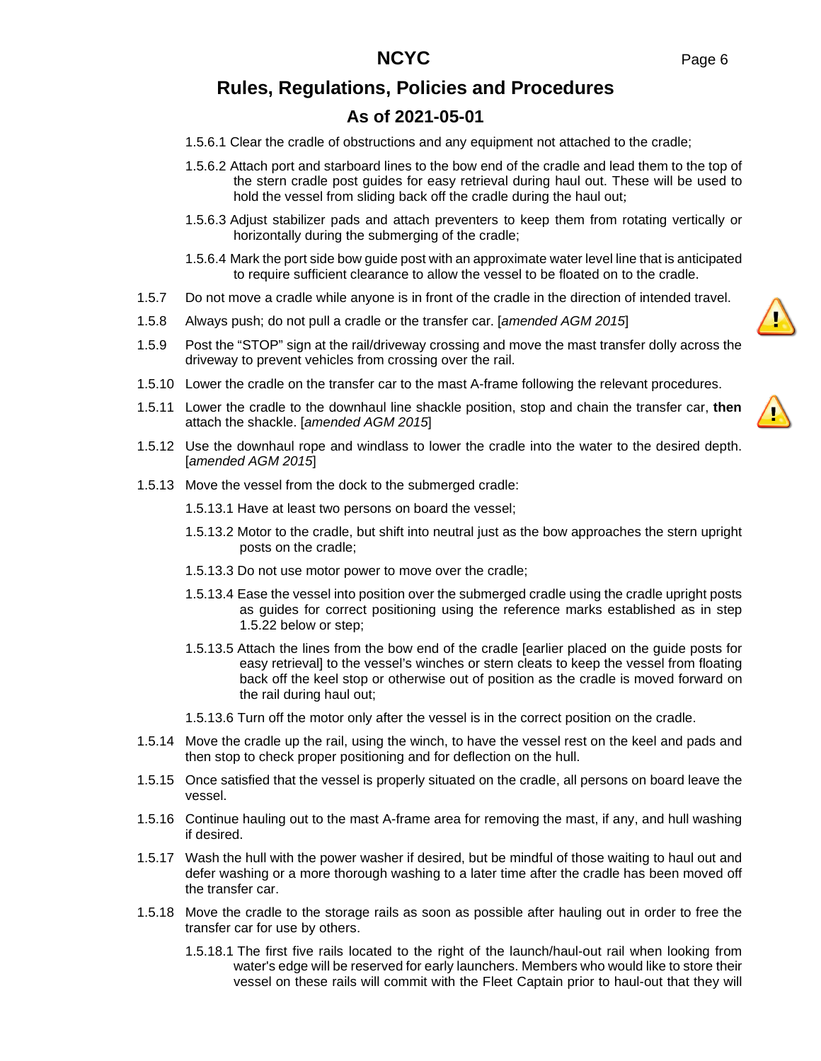1.5.6.1 Clear the cradle of obstructions and any equipment not attached to the cradle;

1.5.6.2 Attach port and starboard lines to the bow end of the cradle and lead them to the top of the stern cradle post guides for easy retrieval during haul out. These will be used to hold the vessel from sliding back off the cradle during the haul out;

1.5.6.3 Adjust stabilizer pads and attach preventers to keep them from rotating vertically or horizontally during the submerging of the cradle;

1.5.6.4 Mark the port side bow guide post with an approximate water level line that is anticipated to require sufficient clearance to allow the vessel to be floated on to the cradle.

1.5.7 Do not move a cradle while anyone is in front of the cradle in the direction of intended travel.

1.5.8 Always push; do not pull a cradle or the transfer car. [*amended AGM 2015*]

1.5.9 Post the "STOP" sign at the rail/driveway crossing and move the mast transfer dolly across the driveway to prevent vehicles from crossing over the rail.

1.5.10 Lower the cradle on the transfer car to the mast A-frame following the relevant procedures.

1.5.11 Lower the cradle to the downhaul line shackle position, stop and chain the transfer car, **then** attach the shackle. [*amended AGM 2015*]

1.5.12 Use the downhaul rope and windlass to lower the cradle into the water to the desired depth. [*amended AGM 2015*]

1.5.13 Move the vessel from the dock to the submerged cradle:

1.5.13.1 Have at least two persons on board the vessel;

1.5.13.2 Motor to the cradle, but shift into neutral just as the bow approaches the stern upright posts on the cradle;

1.5.13.3 Do not use motor power to move over the cradle;

1.5.13.4 Ease the vessel into position over the submerged cradle using the cradle upright posts as guides for correct positioning using the reference marks established as in step 1.5.22 below or step;

1.5.13.5 Attach the lines from the bow end of the cradle [earlier placed on the guide posts for easy retrieval] to the vessel's winches or stern cleats to keep the vessel from floating back off the keel stop or otherwise out of position as the cradle is moved forward on the rail during haul out;

1.5.13.6 Turn off the motor only after the vessel is in the correct position on the cradle.

1.5.14 Move the cradle up the rail, using the winch, to have the vessel rest on the keel and pads and then stop to check proper positioning and for deflection on the hull.

1.5.15 Once satisfied that the vessel is properly situated on the cradle, all persons on board leave the vessel.

1.5.16 Continue hauling out to the mast A-frame area for removing the mast, if any, and hull washing if desired.

1.5.17 Wash the hull with the power washer if desired, but be mindful of those waiting to haul out and defer washing or a more thorough washing to a later time after the cradle has been moved off the transfer car.

1.5.18 Move the cradle to the storage rails as soon as possible after hauling out in order to free the transfer car for use by others.

1.5.18.1 The first five rails located to the right of the launch/haul-out rail when looking from water's edge will be reserved for early launchers. Members who would like to store their vessel on these rails will commit with the Fleet Captain prior to haul-out that they will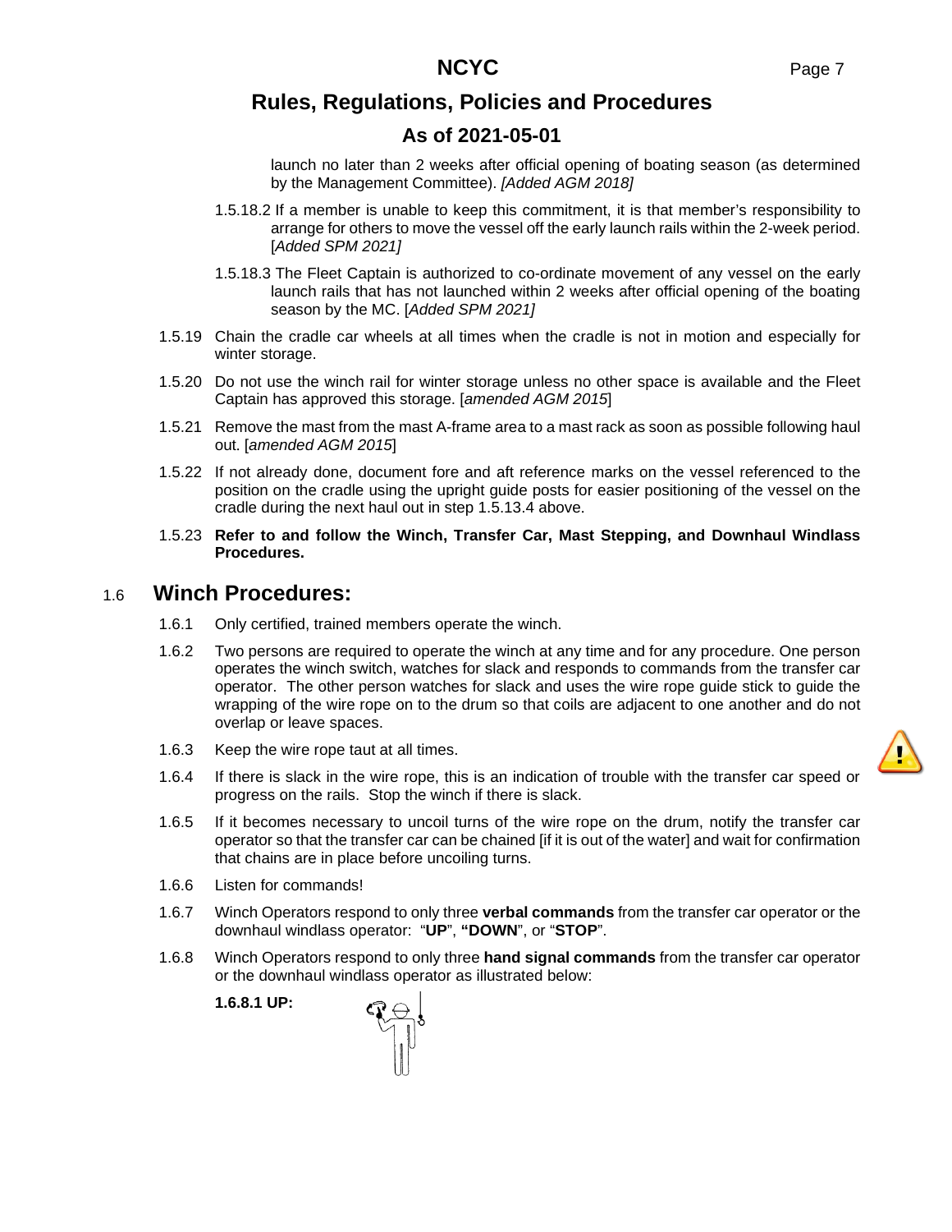launch no later than 2 weeks after official opening of boating season (as determined by the Management Committee). *[Added AGM 2018]*

1.5.18.2 If a member is unable to keep this commitment, it is that member's responsibility to arrange for others to move the vessel off the early launch rails within the 2-week period. [*Added SPM 2021]*

1.5.18.3 The Fleet Captain is authorized to co-ordinate movement of any vessel on the early launch rails that has not launched within 2 weeks after official opening of the boating season by the MC. [*Added SPM 2021]*

1.5.19 Chain the cradle car wheels at all times when the cradle is not in motion and especially for winter storage.

1.5.20 Do not use the winch rail for winter storage unless no other space is available and the Fleet Captain has approved this storage. [*amended AGM 2015*]

1.5.21 Remove the mast from the mast A-frame area to a mast rack as soon as possible following haul out. [*amended AGM 2015*]

1.5.22 If not already done, document fore and aft reference marks on the vessel referenced to the position on the cradle using the upright guide posts for easier positioning of the vessel on the cradle during the next haul out in step 1.5.13.4 above.

1.5.23 **Refer to and follow the Winch, Transfer Car, Mast Stepping, and Downhaul Windlass Procedures.**

## 1.6 Winch Procedures:

1.6.1 Only certified, trained members operate the winch.

1.6.2 Two persons are required to operate the winch at any time and for any procedure. One person operates the winch switch, watches for slack and responds to commands from the transfer car operator. The other person watches for slack and uses the wire rope guide stick to guide the wrapping of the wire rope on to the drum so that coils are adjacent to one another and do not overlap or leave spaces.

1.6.3 Keep the wire rope taut at all times.

1.6.4 If there is slack in the wire rope, this is an indication of trouble with the transfer car speed or progress on the rails. Stop the winch if there is slack.

1.6.5 If it becomes necessary to uncoil turns of the wire rope on the drum, notify the transfer car operator so that the transfer car can be chained [if it is out of the water] and wait for confirmation that chains are in place before uncoiling turns.

1.6.6 Listen for commands!

1.6.7 Winch Operators respond to only three **verbal commands** from the transfer car operator or the downhaul windlass operator: "**UP**", **"DOWN**", or "**STOP**".

1.6.8 Winch Operators respond to only three **hand signal commands** from the transfer car operator or the downhaul windlass operator as illustrated below:

**1.6.8.1 UP:**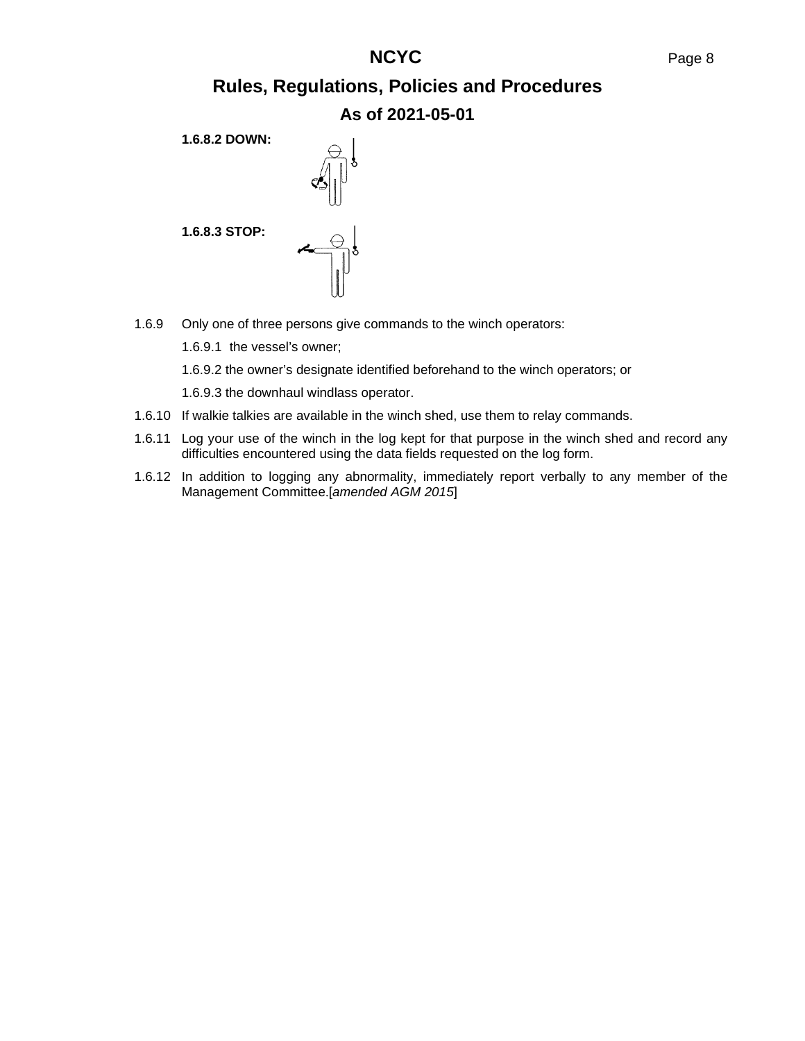**1.6.8.2 DOWN:**

**1.6.8.3 STOP:**

1.6.9 Only one of three persons give commands to the winch operators:

1.6.9.1 the vessel's owner;

1.6.9.2 the owner's designate identified beforehand to the winch operators; or

1.6.9.3 the downhaul windlass operator.

1.6.10 If walkie talkies are available in the winch shed, use them to relay commands.

1.6.11 Log your use of the winch in the log kept for that purpose in the winch shed and record any difficulties encountered using the data fields requested on the log form.

1.6.12 In addition to logging any abnormality, immediately report verbally to any member of the Management Committee.[*amended AGM 2015*]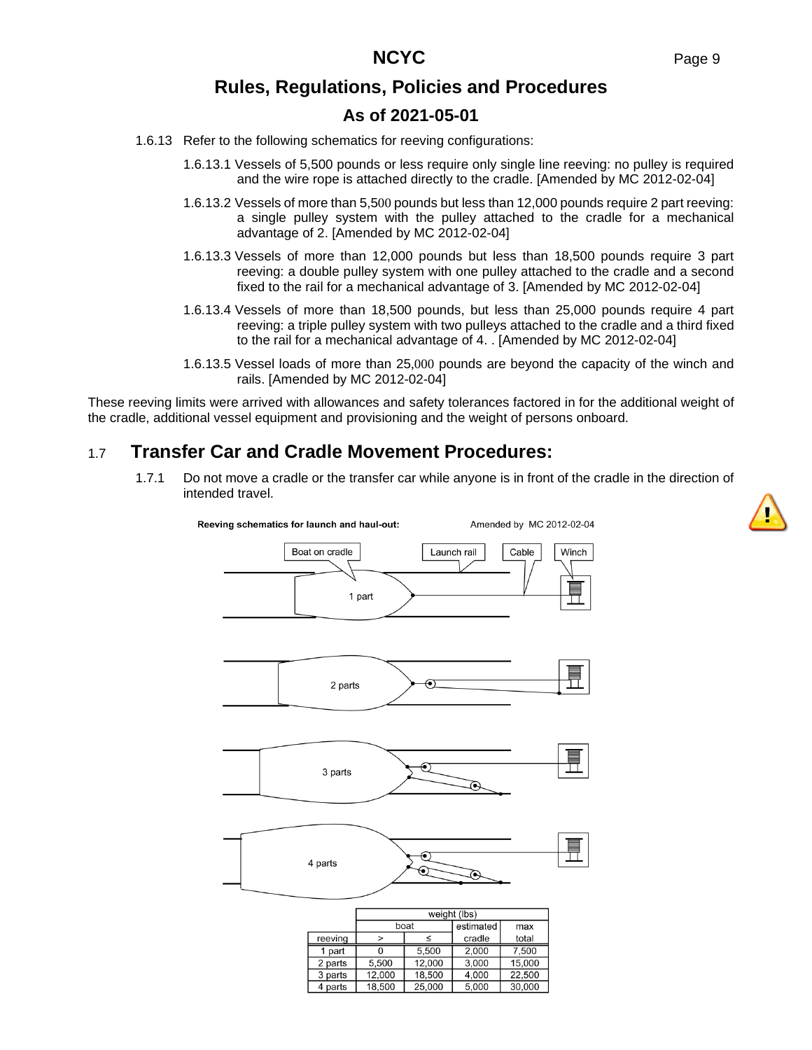1.6.13 Refer to the following schematics for reeving configurations:

1.6.13.1 Vessels of 5,500 pounds or less require only single line reeving: no pulley is required and the wire rope is attached directly to the cradle. [Amended by MC 2012-02-04]

1.6.13.2 Vessels of more than 5,500 pounds but less than 12,000 pounds require 2 part reeving: a single pulley system with the pulley attached to the cradle for a mechanical advantage of 2. [Amended by MC 2012-02-04]

1.6.13.3 Vessels of more than 12,000 pounds but less than 18,500 pounds require 3 part reeving: a double pulley system with one pulley attached to the cradle and a second fixed to the rail for a mechanical advantage of 3. [Amended by MC 2012-02-04]

1.6.13.4 Vessels of more than 18,500 pounds, but less than 25,000 pounds require 4 part reeving: a triple pulley system with two pulleys attached to the cradle and a third fixed to the rail for a mechanical advantage of 4. . [Amended by MC 2012-02-04]

1.6.13.5 Vessel loads of more than 25,000 pounds are beyond the capacity of the winch and rails. [Amended by MC 2012-02-04]

These reeving limits were arrived with allowances and safety tolerances factored in for the additional weight of the cradle, additional vessel equipment and provisioning and the weight of persons onboard.

## 1.7 Transfer Car and Cradle Movement Procedures:

1.7.1 Do not move a cradle or the transfer car while anyone is in front of the cradle in the direction of intended travel.

**Reeving schematics for launch and haul-out:** Amended by MC 2012-02-04

Boat on cradle — Launch rail — Cable — Winch

1 part

2 parts

3 parts

4 parts

| | weight (lbs) | | | |
|---|---|---|---|---|
| | boat | | estimated | max |
| reeving | > | ≤ | cradle | total |
| 1 part | 0 | 5,500 | 2,000 | 7,500 |
| 2 parts | 5,500 | 12,000 | 3,000 | 15,000 |
| 3 parts | 12,000 | 18,500 | 4,000 | 22,500 |
| 4 parts | 18,500 | 25,000 | 5,000 | 30,000 |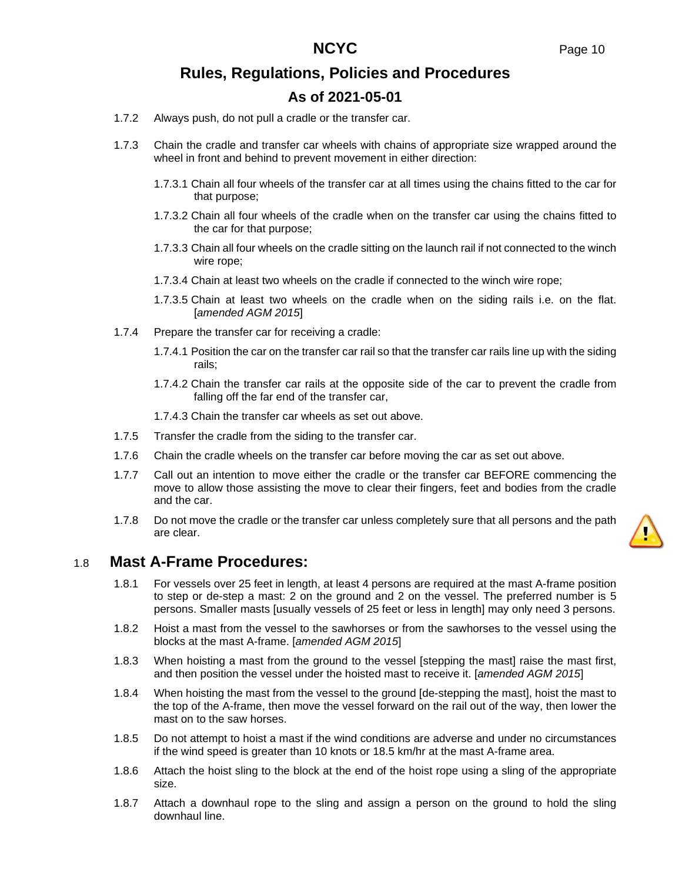1.7.2 Always push, do not pull a cradle or the transfer car.

1.7.3 Chain the cradle and transfer car wheels with chains of appropriate size wrapped around the wheel in front and behind to prevent movement in either direction:

1.7.3.1 Chain all four wheels of the transfer car at all times using the chains fitted to the car for that purpose;

1.7.3.2 Chain all four wheels of the cradle when on the transfer car using the chains fitted to the car for that purpose;

1.7.3.3 Chain all four wheels on the cradle sitting on the launch rail if not connected to the winch wire rope;

1.7.3.4 Chain at least two wheels on the cradle if connected to the winch wire rope;

1.7.3.5 Chain at least two wheels on the cradle when on the siding rails i.e. on the flat. [*amended AGM 2015*]

1.7.4 Prepare the transfer car for receiving a cradle:

1.7.4.1 Position the car on the transfer car rail so that the transfer car rails line up with the siding rails;

1.7.4.2 Chain the transfer car rails at the opposite side of the car to prevent the cradle from falling off the far end of the transfer car,

1.7.4.3 Chain the transfer car wheels as set out above.

1.7.5 Transfer the cradle from the siding to the transfer car.

1.7.6 Chain the cradle wheels on the transfer car before moving the car as set out above.

1.7.7 Call out an intention to move either the cradle or the transfer car BEFORE commencing the move to allow those assisting the move to clear their fingers, feet and bodies from the cradle and the car.

1.7.8 Do not move the cradle or the transfer car unless completely sure that all persons and the path are clear.

## 1.8 Mast A-Frame Procedures:

1.8.1 For vessels over 25 feet in length, at least 4 persons are required at the mast A-frame position to step or de-step a mast: 2 on the ground and 2 on the vessel. The preferred number is 5 persons. Smaller masts [usually vessels of 25 feet or less in length] may only need 3 persons.

1.8.2 Hoist a mast from the vessel to the sawhorses or from the sawhorses to the vessel using the blocks at the mast A-frame. [*amended AGM 2015*]

1.8.3 When hoisting a mast from the ground to the vessel [stepping the mast] raise the mast first, and then position the vessel under the hoisted mast to receive it. [*amended AGM 2015*]

1.8.4 When hoisting the mast from the vessel to the ground [de-stepping the mast], hoist the mast to the top of the A-frame, then move the vessel forward on the rail out of the way, then lower the mast on to the saw horses.

1.8.5 Do not attempt to hoist a mast if the wind conditions are adverse and under no circumstances if the wind speed is greater than 10 knots or 18.5 km/hr at the mast A-frame area.

1.8.6 Attach the hoist sling to the block at the end of the hoist rope using a sling of the appropriate size.

1.8.7 Attach a downhaul rope to the sling and assign a person on the ground to hold the sling downhaul line.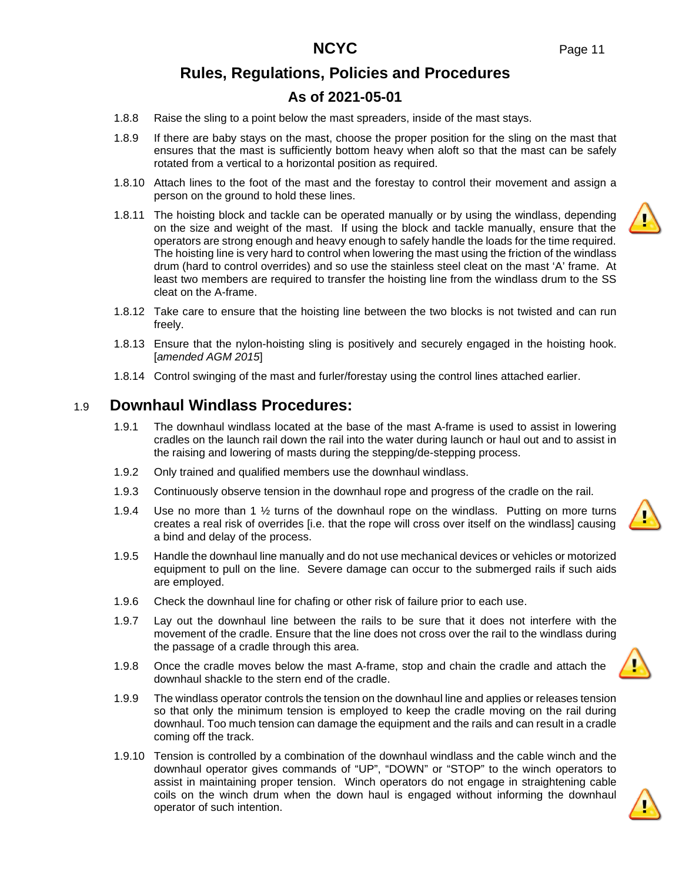1.8.8 Raise the sling to a point below the mast spreaders, inside of the mast stays.

1.8.9 If there are baby stays on the mast, choose the proper position for the sling on the mast that ensures that the mast is sufficiently bottom heavy when aloft so that the mast can be safely rotated from a vertical to a horizontal position as required.

1.8.10 Attach lines to the foot of the mast and the forestay to control their movement and assign a person on the ground to hold these lines.

1.8.11 The hoisting block and tackle can be operated manually or by using the windlass, depending on the size and weight of the mast. If using the block and tackle manually, ensure that the operators are strong enough and heavy enough to safely handle the loads for the time required. The hoisting line is very hard to control when lowering the mast using the friction of the windlass drum (hard to control overrides) and so use the stainless steel cleat on the mast 'A' frame. At least two members are required to transfer the hoisting line from the windlass drum to the SS cleat on the A-frame.

1.8.12 Take care to ensure that the hoisting line between the two blocks is not twisted and can run freely.

1.8.13 Ensure that the nylon-hoisting sling is positively and securely engaged in the hoisting hook. [*amended AGM 2015*]

1.8.14 Control swinging of the mast and furler/forestay using the control lines attached earlier.

## 1.9 Downhaul Windlass Procedures:

1.9.1 The downhaul windlass located at the base of the mast A-frame is used to assist in lowering cradles on the launch rail down the rail into the water during launch or haul out and to assist in the raising and lowering of masts during the stepping/de-stepping process.

1.9.2 Only trained and qualified members use the downhaul windlass.

1.9.3 Continuously observe tension in the downhaul rope and progress of the cradle on the rail.

1.9.4 Use no more than 1 ½ turns of the downhaul rope on the windlass. Putting on more turns creates a real risk of overrides [i.e. that the rope will cross over itself on the windlass] causing a bind and delay of the process.

1.9.5 Handle the downhaul line manually and do not use mechanical devices or vehicles or motorized equipment to pull on the line. Severe damage can occur to the submerged rails if such aids are employed.

1.9.6 Check the downhaul line for chafing or other risk of failure prior to each use.

1.9.7 Lay out the downhaul line between the rails to be sure that it does not interfere with the movement of the cradle. Ensure that the line does not cross over the rail to the windlass during the passage of a cradle through this area.

1.9.8 Once the cradle moves below the mast A-frame, stop and chain the cradle and attach the downhaul shackle to the stern end of the cradle.

1.9.9 The windlass operator controls the tension on the downhaul line and applies or releases tension so that only the minimum tension is employed to keep the cradle moving on the rail during downhaul. Too much tension can damage the equipment and the rails and can result in a cradle coming off the track.

1.9.10 Tension is controlled by a combination of the downhaul windlass and the cable winch and the downhaul operator gives commands of "UP", "DOWN" or "STOP" to the winch operators to assist in maintaining proper tension. Winch operators do not engage in straightening cable coils on the winch drum when the down haul is engaged without informing the downhaul operator of such intention.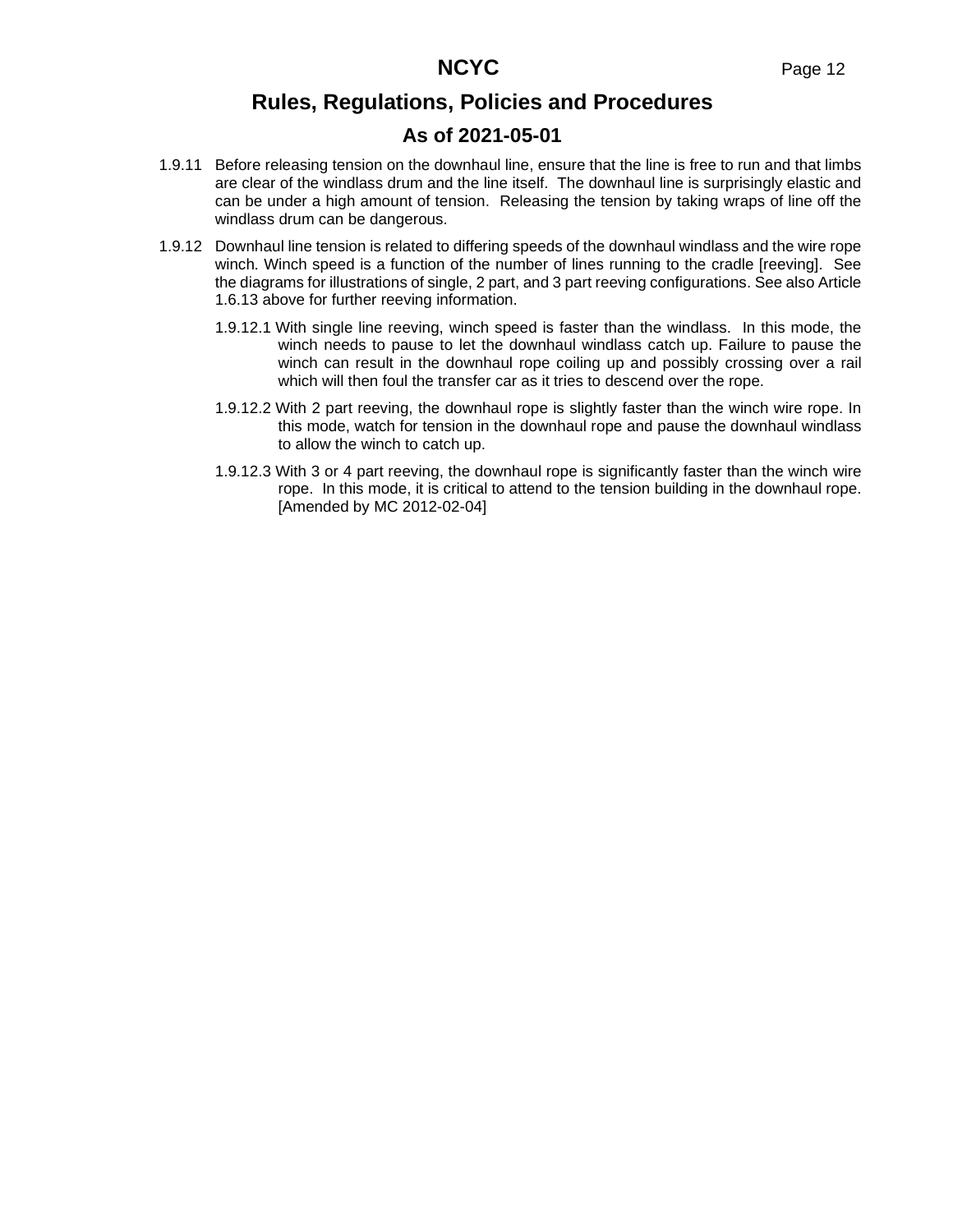1.9.11 Before releasing tension on the downhaul line, ensure that the line is free to run and that limbs are clear of the windlass drum and the line itself. The downhaul line is surprisingly elastic and can be under a high amount of tension. Releasing the tension by taking wraps of line off the windlass drum can be dangerous.

1.9.12 Downhaul line tension is related to differing speeds of the downhaul windlass and the wire rope winch. Winch speed is a function of the number of lines running to the cradle [reeving]. See the diagrams for illustrations of single, 2 part, and 3 part reeving configurations. See also Article 1.6.13 above for further reeving information.

1.9.12.1 With single line reeving, winch speed is faster than the windlass. In this mode, the winch needs to pause to let the downhaul windlass catch up. Failure to pause the winch can result in the downhaul rope coiling up and possibly crossing over a rail which will then foul the transfer car as it tries to descend over the rope.

1.9.12.2 With 2 part reeving, the downhaul rope is slightly faster than the winch wire rope. In this mode, watch for tension in the downhaul rope and pause the downhaul windlass to allow the winch to catch up.

1.9.12.3 With 3 or 4 part reeving, the downhaul rope is significantly faster than the winch wire rope. In this mode, it is critical to attend to the tension building in the downhaul rope. [Amended by MC 2012-02-04]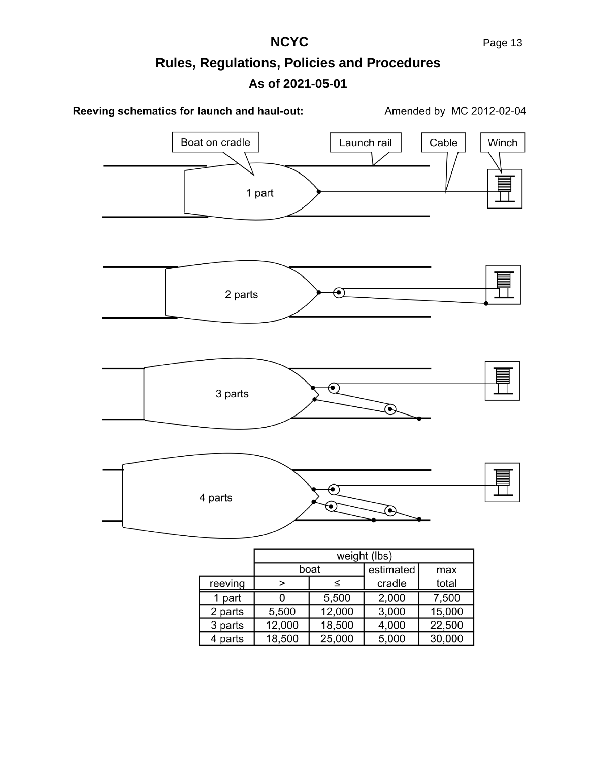**Reeving schematics for launch and haul-out:** Amended by MC 2012-02-04

Boat on cradle

Launch rail

Cable

Winch

1 part

2 parts

3 parts

4 parts

| | weight (lbs) | | | |
|---|---|---|---|---|
| | boat | | estimated | max |
| reeving | > | ≤ | cradle | total |
| 1 part | 0 | 5,500 | 2,000 | 7,500 |
| 2 parts | 5,500 | 12,000 | 3,000 | 15,000 |
| 3 parts | 12,000 | 18,500 | 4,000 | 22,500 |
| 4 parts | 18,500 | 25,000 | 5,000 | 30,000 |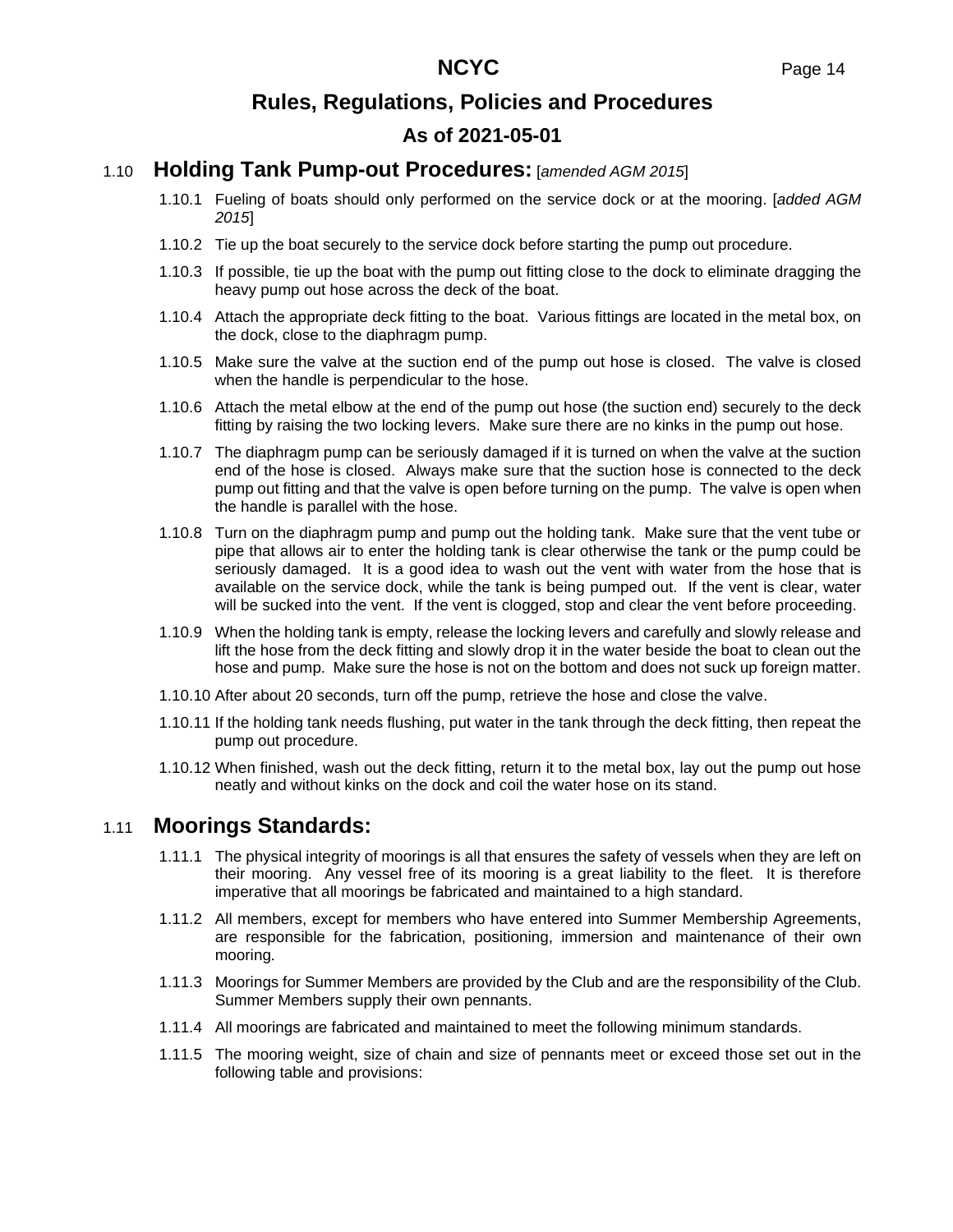## 1.10 **Holding Tank Pump-out Procedures:** [*amended AGM 2015*]

1.10.1 Fueling of boats should only performed on the service dock or at the mooring. [*added AGM 2015*]

1.10.2 Tie up the boat securely to the service dock before starting the pump out procedure.

1.10.3 If possible, tie up the boat with the pump out fitting close to the dock to eliminate dragging the heavy pump out hose across the deck of the boat.

1.10.4 Attach the appropriate deck fitting to the boat. Various fittings are located in the metal box, on the dock, close to the diaphragm pump.

1.10.5 Make sure the valve at the suction end of the pump out hose is closed. The valve is closed when the handle is perpendicular to the hose.

1.10.6 Attach the metal elbow at the end of the pump out hose (the suction end) securely to the deck fitting by raising the two locking levers. Make sure there are no kinks in the pump out hose.

1.10.7 The diaphragm pump can be seriously damaged if it is turned on when the valve at the suction end of the hose is closed. Always make sure that the suction hose is connected to the deck pump out fitting and that the valve is open before turning on the pump. The valve is open when the handle is parallel with the hose.

1.10.8 Turn on the diaphragm pump and pump out the holding tank. Make sure that the vent tube or pipe that allows air to enter the holding tank is clear otherwise the tank or the pump could be seriously damaged. It is a good idea to wash out the vent with water from the hose that is available on the service dock, while the tank is being pumped out. If the vent is clear, water will be sucked into the vent. If the vent is clogged, stop and clear the vent before proceeding.

1.10.9 When the holding tank is empty, release the locking levers and carefully and slowly release and lift the hose from the deck fitting and slowly drop it in the water beside the boat to clean out the hose and pump. Make sure the hose is not on the bottom and does not suck up foreign matter.

1.10.10 After about 20 seconds, turn off the pump, retrieve the hose and close the valve.

1.10.11 If the holding tank needs flushing, put water in the tank through the deck fitting, then repeat the pump out procedure.

1.10.12 When finished, wash out the deck fitting, return it to the metal box, lay out the pump out hose neatly and without kinks on the dock and coil the water hose on its stand.

## 1.11 **Moorings Standards:**

1.11.1 The physical integrity of moorings is all that ensures the safety of vessels when they are left on their mooring. Any vessel free of its mooring is a great liability to the fleet. It is therefore imperative that all moorings be fabricated and maintained to a high standard.

1.11.2 All members, except for members who have entered into Summer Membership Agreements, are responsible for the fabrication, positioning, immersion and maintenance of their own mooring.

1.11.3 Moorings for Summer Members are provided by the Club and are the responsibility of the Club. Summer Members supply their own pennants.

1.11.4 All moorings are fabricated and maintained to meet the following minimum standards.

1.11.5 The mooring weight, size of chain and size of pennants meet or exceed those set out in the following table and provisions: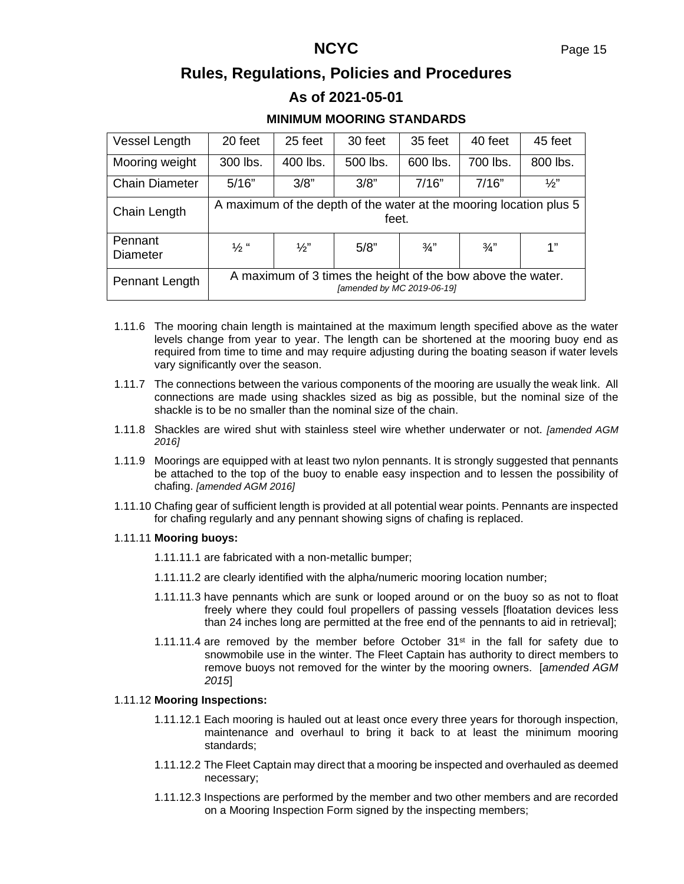## MINIMUM MOORING STANDARDS

| Vessel Length | 20 feet | 25 feet | 30 feet | 35 feet | 40 feet | 45 feet |
|---|---|---|---|---|---|---|
| Mooring weight | 300 lbs. | 400 lbs. | 500 lbs. | 600 lbs. | 700 lbs. | 800 lbs. |
| Chain Diameter | 5/16" | 3/8" | 3/8" | 7/16" | 7/16" | ½" |
| Chain Length | A maximum of the depth of the water at the mooring location plus 5 feet. | | | | | |
| Pennant Diameter | ½ " | ½" | 5/8" | ¾" | ¾" | 1" |
| Pennant Length | A maximum of 3 times the height of the bow above the water. *[amended by MC 2019-06-19]* | | | | | |

1.11.6 The mooring chain length is maintained at the maximum length specified above as the water levels change from year to year. The length can be shortened at the mooring buoy end as required from time to time and may require adjusting during the boating season if water levels vary significantly over the season.

1.11.7 The connections between the various components of the mooring are usually the weak link. All connections are made using shackles sized as big as possible, but the nominal size of the shackle is to be no smaller than the nominal size of the chain.

1.11.8 Shackles are wired shut with stainless steel wire whether underwater or not. *[amended AGM 2016]*

1.11.9 Moorings are equipped with at least two nylon pennants. It is strongly suggested that pennants be attached to the top of the buoy to enable easy inspection and to lessen the possibility of chafing. *[amended AGM 2016]*

1.11.10 Chafing gear of sufficient length is provided at all potential wear points. Pennants are inspected for chafing regularly and any pennant showing signs of chafing is replaced.

1.11.11 **Mooring buoys:**

1.11.11.1 are fabricated with a non-metallic bumper;

1.11.11.2 are clearly identified with the alpha/numeric mooring location number;

1.11.11.3 have pennants which are sunk or looped around or on the buoy so as not to float freely where they could foul propellers of passing vessels [floatation devices less than 24 inches long are permitted at the free end of the pennants to aid in retrieval];

1.11.11.4 are removed by the member before October 31st in the fall for safety due to snowmobile use in the winter. The Fleet Captain has authority to direct members to remove buoys not removed for the winter by the mooring owners. [*amended AGM 2015*]

1.11.12 **Mooring Inspections:**

1.11.12.1 Each mooring is hauled out at least once every three years for thorough inspection, maintenance and overhaul to bring it back to at least the minimum mooring standards;

1.11.12.2 The Fleet Captain may direct that a mooring be inspected and overhauled as deemed necessary;

1.11.12.3 Inspections are performed by the member and two other members and are recorded on a Mooring Inspection Form signed by the inspecting members;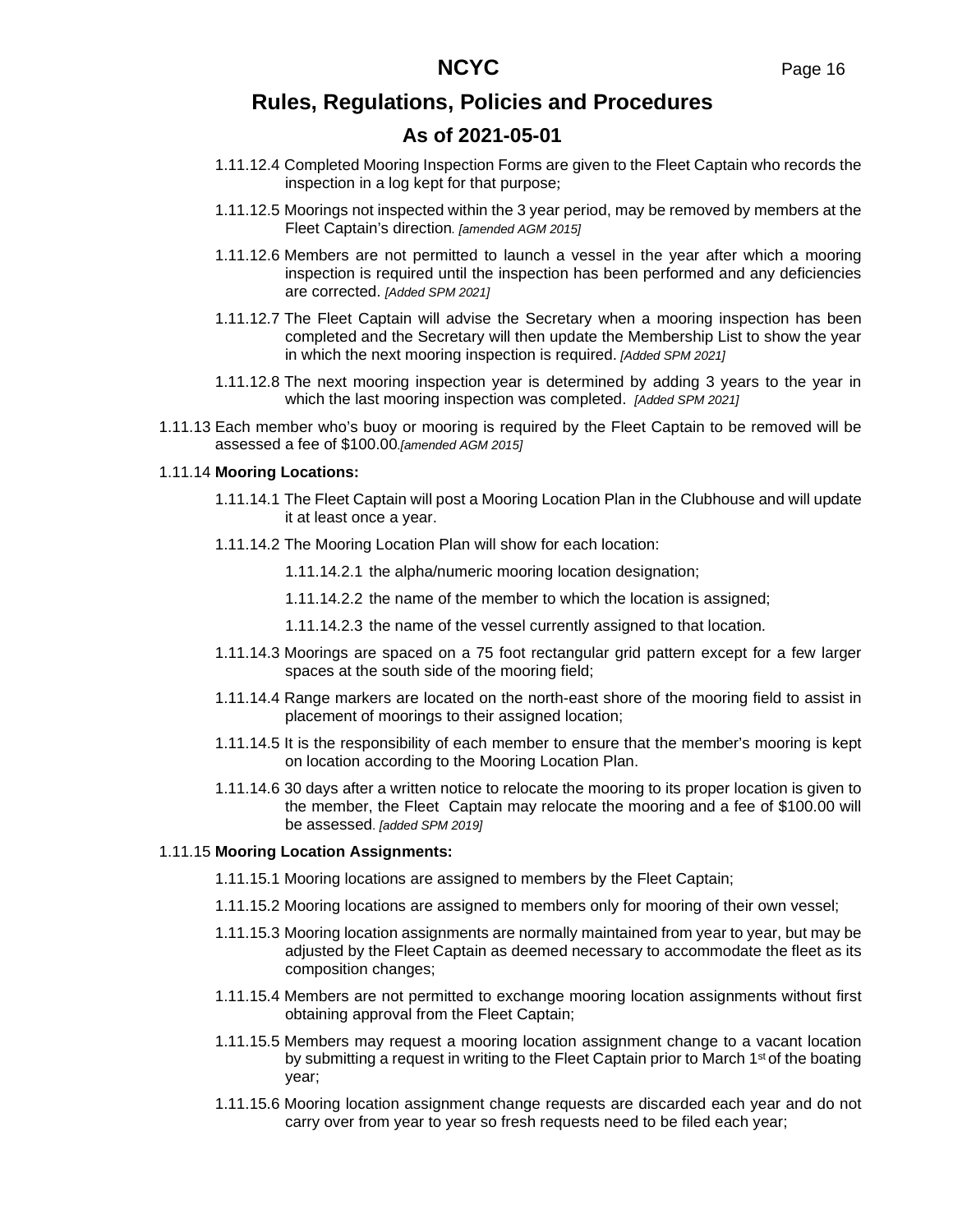1.11.12.4 Completed Mooring Inspection Forms are given to the Fleet Captain who records the inspection in a log kept for that purpose;

1.11.12.5 Moorings not inspected within the 3 year period, may be removed by members at the Fleet Captain's direction. *[amended AGM 2015]*

1.11.12.6 Members are not permitted to launch a vessel in the year after which a mooring inspection is required until the inspection has been performed and any deficiencies are corrected. *[Added SPM 2021]*

1.11.12.7 The Fleet Captain will advise the Secretary when a mooring inspection has been completed and the Secretary will then update the Membership List to show the year in which the next mooring inspection is required. *[Added SPM 2021]*

1.11.12.8 The next mooring inspection year is determined by adding 3 years to the year in which the last mooring inspection was completed. *[Added SPM 2021]*

1.11.13 Each member who's buoy or mooring is required by the Fleet Captain to be removed will be assessed a fee of $100.00.*[amended AGM 2015]*

1.11.14 **Mooring Locations:**

1.11.14.1 The Fleet Captain will post a Mooring Location Plan in the Clubhouse and will update it at least once a year.

1.11.14.2 The Mooring Location Plan will show for each location:

1.11.14.2.1 the alpha/numeric mooring location designation;

1.11.14.2.2 the name of the member to which the location is assigned;

1.11.14.2.3 the name of the vessel currently assigned to that location.

1.11.14.3 Moorings are spaced on a 75 foot rectangular grid pattern except for a few larger spaces at the south side of the mooring field;

1.11.14.4 Range markers are located on the north-east shore of the mooring field to assist in placement of moorings to their assigned location;

1.11.14.5 It is the responsibility of each member to ensure that the member's mooring is kept on location according to the Mooring Location Plan.

1.11.14.6 30 days after a written notice to relocate the mooring to its proper location is given to the member, the Fleet Captain may relocate the mooring and a fee of $100.00 will be assessed. *[added SPM 2019]*

1.11.15 **Mooring Location Assignments:**

1.11.15.1 Mooring locations are assigned to members by the Fleet Captain;

1.11.15.2 Mooring locations are assigned to members only for mooring of their own vessel;

1.11.15.3 Mooring location assignments are normally maintained from year to year, but may be adjusted by the Fleet Captain as deemed necessary to accommodate the fleet as its composition changes;

1.11.15.4 Members are not permitted to exchange mooring location assignments without first obtaining approval from the Fleet Captain;

1.11.15.5 Members may request a mooring location assignment change to a vacant location by submitting a request in writing to the Fleet Captain prior to March 1st of the boating year;

1.11.15.6 Mooring location assignment change requests are discarded each year and do not carry over from year to year so fresh requests need to be filed each year;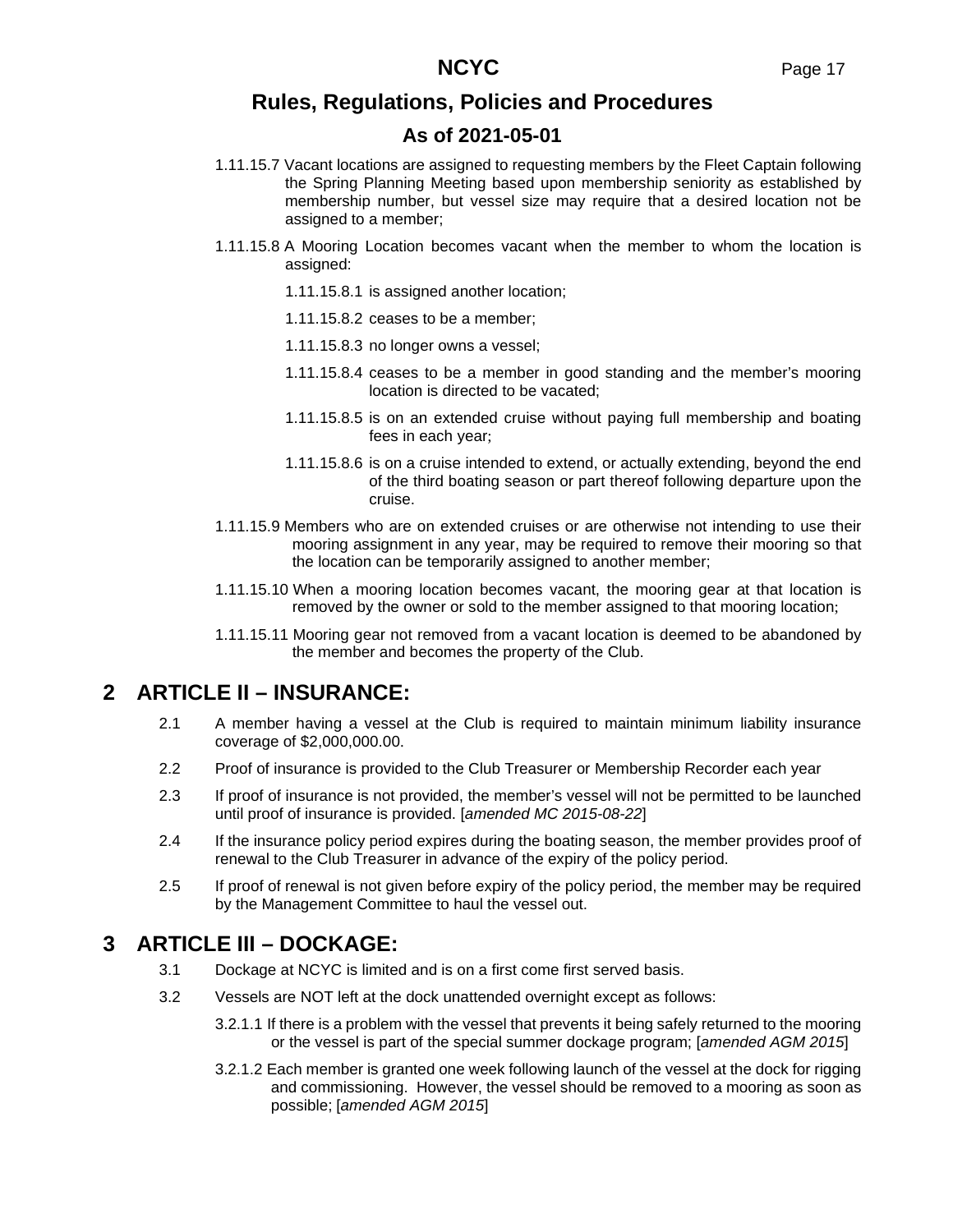1.11.15.7 Vacant locations are assigned to requesting members by the Fleet Captain following the Spring Planning Meeting based upon membership seniority as established by membership number, but vessel size may require that a desired location not be assigned to a member;

1.11.15.8 A Mooring Location becomes vacant when the member to whom the location is assigned:

- 1.11.15.8.1 is assigned another location;
- 1.11.15.8.2 ceases to be a member;
- 1.11.15.8.3 no longer owns a vessel;
- 1.11.15.8.4 ceases to be a member in good standing and the member's mooring location is directed to be vacated;
- 1.11.15.8.5 is on an extended cruise without paying full membership and boating fees in each year;
- 1.11.15.8.6 is on a cruise intended to extend, or actually extending, beyond the end of the third boating season or part thereof following departure upon the cruise.

1.11.15.9 Members who are on extended cruises or are otherwise not intending to use their mooring assignment in any year, may be required to remove their mooring so that the location can be temporarily assigned to another member;

1.11.15.10 When a mooring location becomes vacant, the mooring gear at that location is removed by the owner or sold to the member assigned to that mooring location;

1.11.15.11 Mooring gear not removed from a vacant location is deemed to be abandoned by the member and becomes the property of the Club.

# 2 ARTICLE II – INSURANCE:

2.1 A member having a vessel at the Club is required to maintain minimum liability insurance coverage of $2,000,000.00.

2.2 Proof of insurance is provided to the Club Treasurer or Membership Recorder each year

2.3 If proof of insurance is not provided, the member's vessel will not be permitted to be launched until proof of insurance is provided. [*amended MC 2015-08-22*]

2.4 If the insurance policy period expires during the boating season, the member provides proof of renewal to the Club Treasurer in advance of the expiry of the policy period.

2.5 If proof of renewal is not given before expiry of the policy period, the member may be required by the Management Committee to haul the vessel out.

# 3 ARTICLE III – DOCKAGE:

3.1 Dockage at NCYC is limited and is on a first come first served basis.

3.2 Vessels are NOT left at the dock unattended overnight except as follows:

3.2.1.1 If there is a problem with the vessel that prevents it being safely returned to the mooring or the vessel is part of the special summer dockage program; [*amended AGM 2015*]

3.2.1.2 Each member is granted one week following launch of the vessel at the dock for rigging and commissioning. However, the vessel should be removed to a mooring as soon as possible; [*amended AGM 2015*]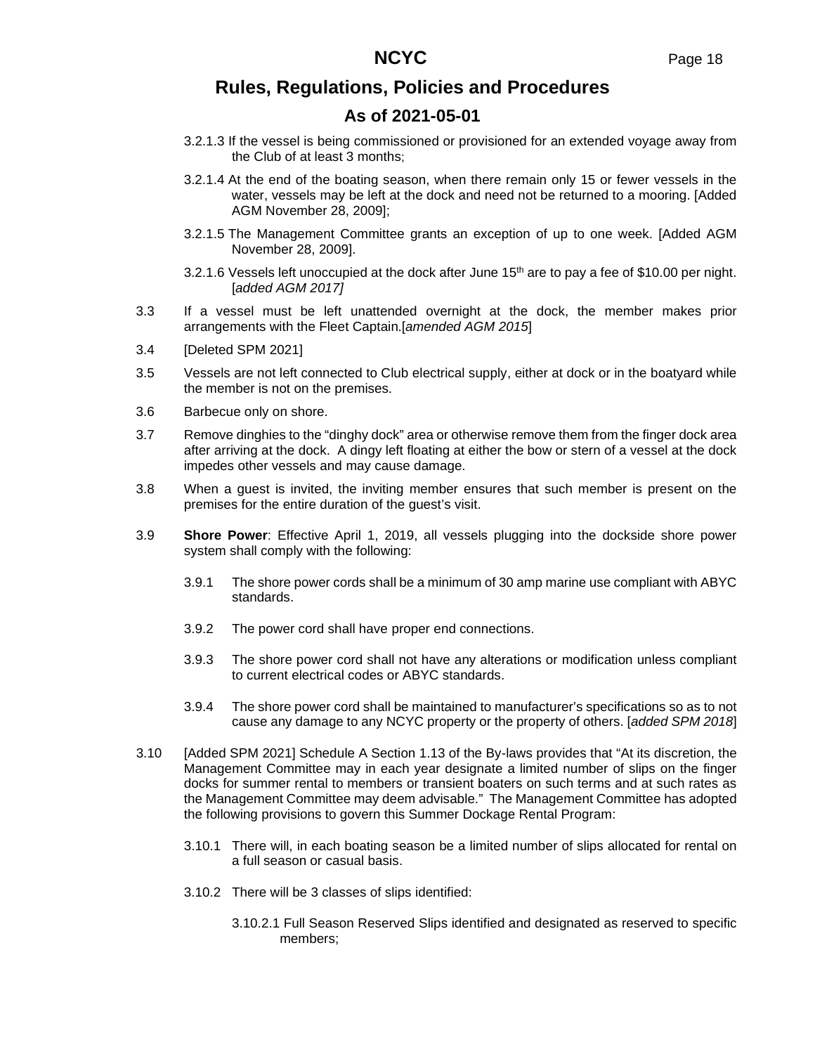3.2.1.3 If the vessel is being commissioned or provisioned for an extended voyage away from the Club of at least 3 months;

3.2.1.4 At the end of the boating season, when there remain only 15 or fewer vessels in the water, vessels may be left at the dock and need not be returned to a mooring. [Added AGM November 28, 2009];

3.2.1.5 The Management Committee grants an exception of up to one week. [Added AGM November 28, 2009].

3.2.1.6 Vessels left unoccupied at the dock after June 15th are to pay a fee of $10.00 per night. [*added AGM 2017]*

3.3 If a vessel must be left unattended overnight at the dock, the member makes prior arrangements with the Fleet Captain.[*amended AGM 2015*]

3.4 [Deleted SPM 2021]

3.5 Vessels are not left connected to Club electrical supply, either at dock or in the boatyard while the member is not on the premises.

3.6 Barbecue only on shore.

3.7 Remove dinghies to the "dinghy dock" area or otherwise remove them from the finger dock area after arriving at the dock. A dingy left floating at either the bow or stern of a vessel at the dock impedes other vessels and may cause damage.

3.8 When a guest is invited, the inviting member ensures that such member is present on the premises for the entire duration of the guest's visit.

3.9 **Shore Power**: Effective April 1, 2019, all vessels plugging into the dockside shore power system shall comply with the following:

3.9.1 The shore power cords shall be a minimum of 30 amp marine use compliant with ABYC standards.

3.9.2 The power cord shall have proper end connections.

3.9.3 The shore power cord shall not have any alterations or modification unless compliant to current electrical codes or ABYC standards.

3.9.4 The shore power cord shall be maintained to manufacturer's specifications so as to not cause any damage to any NCYC property or the property of others. [*added SPM 2018*]

3.10 [Added SPM 2021] Schedule A Section 1.13 of the By-laws provides that "At its discretion, the Management Committee may in each year designate a limited number of slips on the finger docks for summer rental to members or transient boaters on such terms and at such rates as the Management Committee may deem advisable." The Management Committee has adopted the following provisions to govern this Summer Dockage Rental Program:

3.10.1 There will, in each boating season be a limited number of slips allocated for rental on a full season or casual basis.

3.10.2 There will be 3 classes of slips identified:

3.10.2.1 Full Season Reserved Slips identified and designated as reserved to specific members;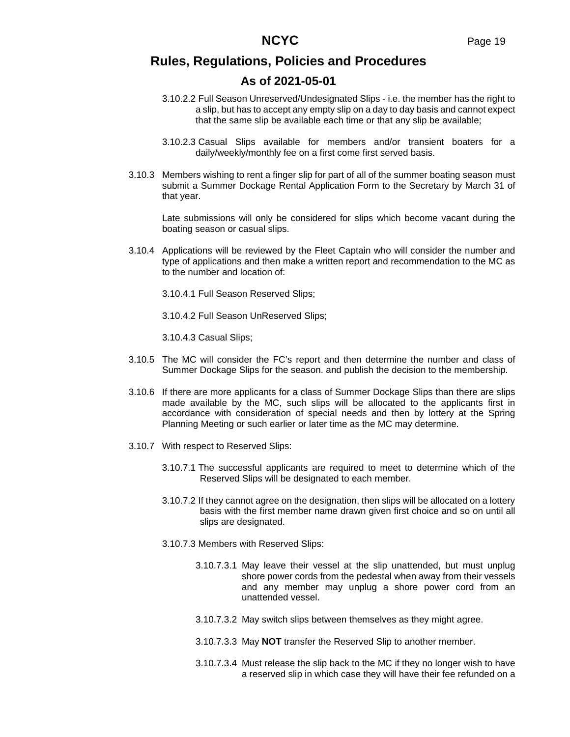3.10.2.2 Full Season Unreserved/Undesignated Slips - i.e. the member has the right to a slip, but has to accept any empty slip on a day to day basis and cannot expect that the same slip be available each time or that any slip be available;

3.10.2.3 Casual Slips available for members and/or transient boaters for a daily/weekly/monthly fee on a first come first served basis.

3.10.3 Members wishing to rent a finger slip for part of all of the summer boating season must submit a Summer Dockage Rental Application Form to the Secretary by March 31 of that year.

Late submissions will only be considered for slips which become vacant during the boating season or casual slips.

3.10.4 Applications will be reviewed by the Fleet Captain who will consider the number and type of applications and then make a written report and recommendation to the MC as to the number and location of:

3.10.4.1 Full Season Reserved Slips;

3.10.4.2 Full Season UnReserved Slips;

3.10.4.3 Casual Slips;

3.10.5 The MC will consider the FC's report and then determine the number and class of Summer Dockage Slips for the season. and publish the decision to the membership.

3.10.6 If there are more applicants for a class of Summer Dockage Slips than there are slips made available by the MC, such slips will be allocated to the applicants first in accordance with consideration of special needs and then by lottery at the Spring Planning Meeting or such earlier or later time as the MC may determine.

3.10.7 With respect to Reserved Slips:

3.10.7.1 The successful applicants are required to meet to determine which of the Reserved Slips will be designated to each member.

3.10.7.2 If they cannot agree on the designation, then slips will be allocated on a lottery basis with the first member name drawn given first choice and so on until all slips are designated.

3.10.7.3 Members with Reserved Slips:

3.10.7.3.1 May leave their vessel at the slip unattended, but must unplug shore power cords from the pedestal when away from their vessels and any member may unplug a shore power cord from an unattended vessel.

3.10.7.3.2 May switch slips between themselves as they might agree.

3.10.7.3.3 May **NOT** transfer the Reserved Slip to another member.

3.10.7.3.4 Must release the slip back to the MC if they no longer wish to have a reserved slip in which case they will have their fee refunded on a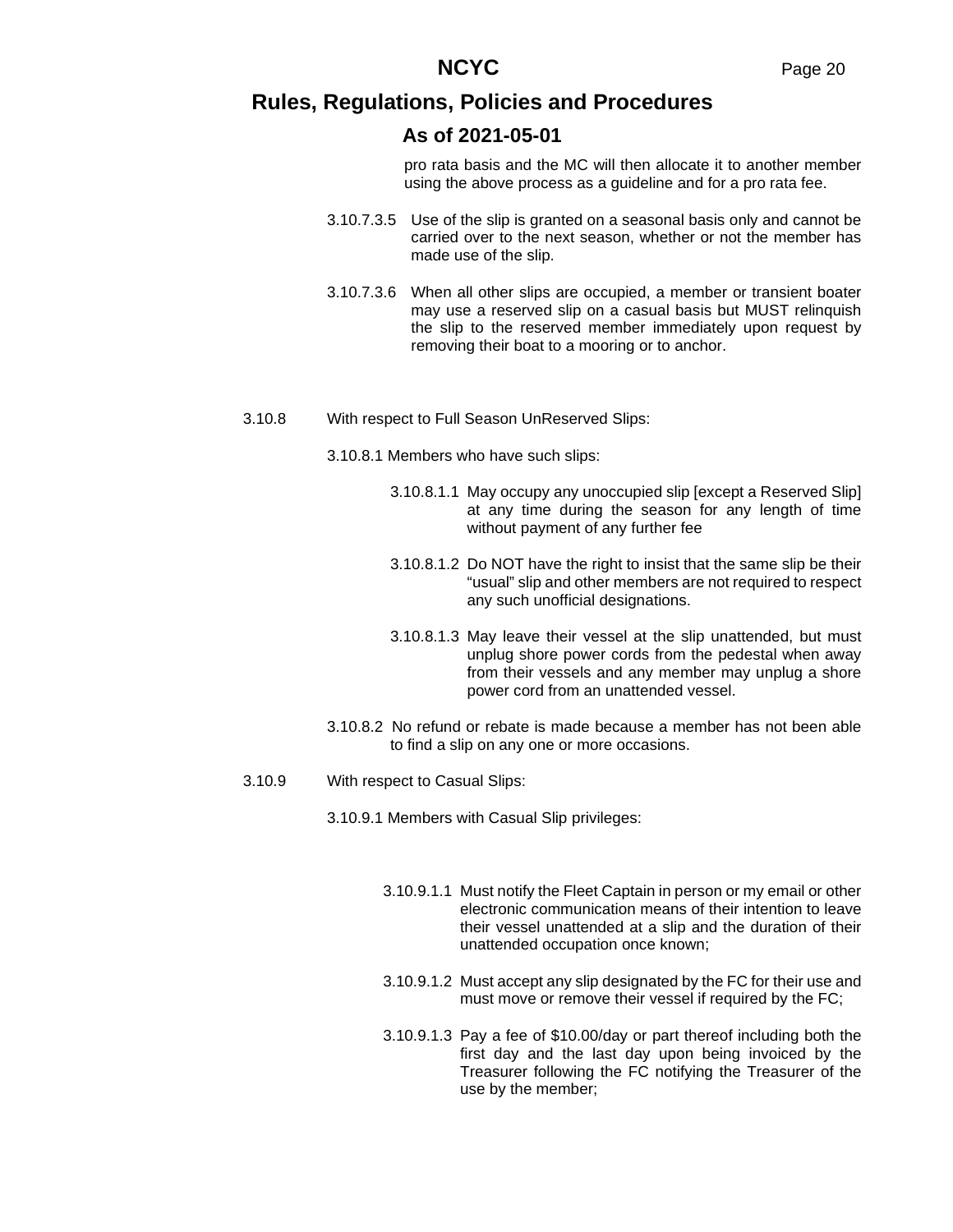pro rata basis and the MC will then allocate it to another member using the above process as a guideline and for a pro rata fee.

3.10.7.3.5 Use of the slip is granted on a seasonal basis only and cannot be carried over to the next season, whether or not the member has made use of the slip.

3.10.7.3.6 When all other slips are occupied, a member or transient boater may use a reserved slip on a casual basis but MUST relinquish the slip to the reserved member immediately upon request by removing their boat to a mooring or to anchor.

3.10.8 With respect to Full Season UnReserved Slips:

3.10.8.1 Members who have such slips:

3.10.8.1.1 May occupy any unoccupied slip [except a Reserved Slip] at any time during the season for any length of time without payment of any further fee

3.10.8.1.2 Do NOT have the right to insist that the same slip be their "usual" slip and other members are not required to respect any such unofficial designations.

3.10.8.1.3 May leave their vessel at the slip unattended, but must unplug shore power cords from the pedestal when away from their vessels and any member may unplug a shore power cord from an unattended vessel.

3.10.8.2 No refund or rebate is made because a member has not been able to find a slip on any one or more occasions.

3.10.9 With respect to Casual Slips:

3.10.9.1 Members with Casual Slip privileges:

3.10.9.1.1 Must notify the Fleet Captain in person or my email or other electronic communication means of their intention to leave their vessel unattended at a slip and the duration of their unattended occupation once known;

3.10.9.1.2 Must accept any slip designated by the FC for their use and must move or remove their vessel if required by the FC;

3.10.9.1.3 Pay a fee of $10.00/day or part thereof including both the first day and the last day upon being invoiced by the Treasurer following the FC notifying the Treasurer of the use by the member;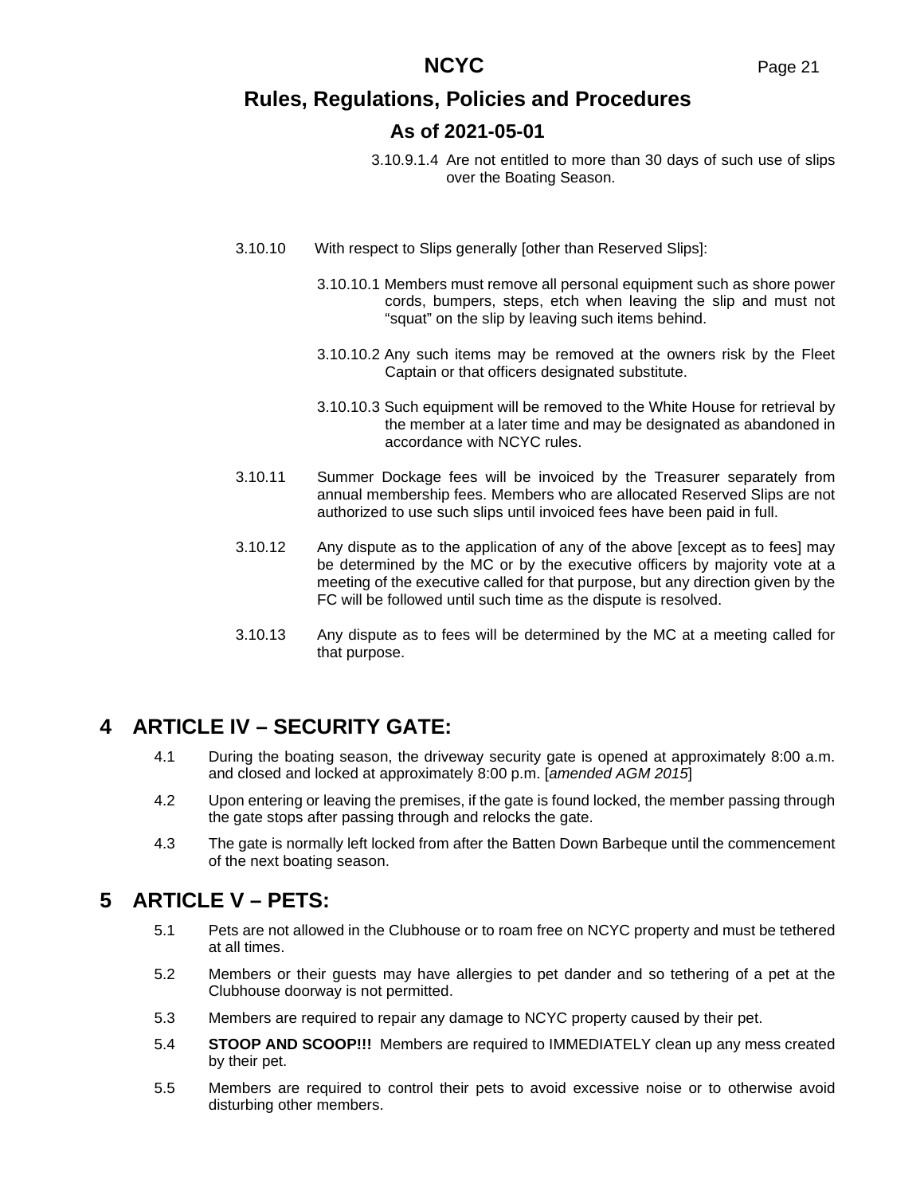3.10.9.1.4 Are not entitled to more than 30 days of such use of slips over the Boating Season.

3.10.10 With respect to Slips generally [other than Reserved Slips]:

3.10.10.1 Members must remove all personal equipment such as shore power cords, bumpers, steps, etch when leaving the slip and must not “squat” on the slip by leaving such items behind.

3.10.10.2 Any such items may be removed at the owners risk by the Fleet Captain or that officers designated substitute.

3.10.10.3 Such equipment will be removed to the White House for retrieval by the member at a later time and may be designated as abandoned in accordance with NCYC rules.

3.10.11 Summer Dockage fees will be invoiced by the Treasurer separately from annual membership fees. Members who are allocated Reserved Slips are not authorized to use such slips until invoiced fees have been paid in full.

3.10.12 Any dispute as to the application of any of the above [except as to fees] may be determined by the MC or by the executive officers by majority vote at a meeting of the executive called for that purpose, but any direction given by the FC will be followed until such time as the dispute is resolved.

3.10.13 Any dispute as to fees will be determined by the MC at a meeting called for that purpose.

# 4 ARTICLE IV – SECURITY GATE:

4.1 During the boating season, the driveway security gate is opened at approximately 8:00 a.m. and closed and locked at approximately 8:00 p.m. [*amended AGM 2015*]

4.2 Upon entering or leaving the premises, if the gate is found locked, the member passing through the gate stops after passing through and relocks the gate.

4.3 The gate is normally left locked from after the Batten Down Barbeque until the commencement of the next boating season.

# 5 ARTICLE V – PETS:

5.1 Pets are not allowed in the Clubhouse or to roam free on NCYC property and must be tethered at all times.

5.2 Members or their guests may have allergies to pet dander and so tethering of a pet at the Clubhouse doorway is not permitted.

5.3 Members are required to repair any damage to NCYC property caused by their pet.

5.4 **STOOP AND SCOOP!!!** Members are required to IMMEDIATELY clean up any mess created by their pet.

5.5 Members are required to control their pets to avoid excessive noise or to otherwise avoid disturbing other members.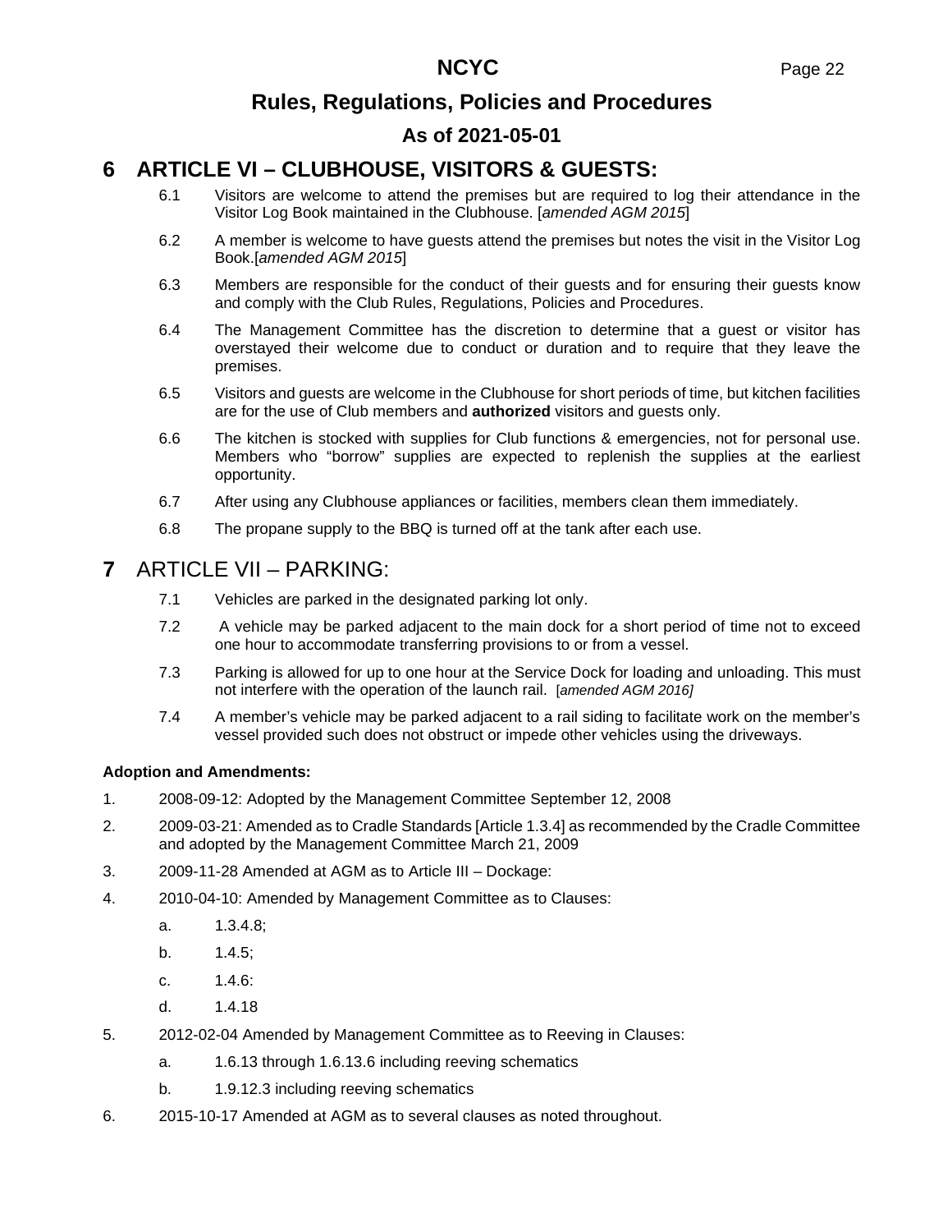# 6 ARTICLE VI – CLUBHOUSE, VISITORS & GUESTS:

6.1 Visitors are welcome to attend the premises but are required to log their attendance in the Visitor Log Book maintained in the Clubhouse. [*amended AGM 2015*]

6.2 A member is welcome to have guests attend the premises but notes the visit in the Visitor Log Book.[*amended AGM 2015*]

6.3 Members are responsible for the conduct of their guests and for ensuring their guests know and comply with the Club Rules, Regulations, Policies and Procedures.

6.4 The Management Committee has the discretion to determine that a guest or visitor has overstayed their welcome due to conduct or duration and to require that they leave the premises.

6.5 Visitors and guests are welcome in the Clubhouse for short periods of time, but kitchen facilities are for the use of Club members and **authorized** visitors and guests only.

6.6 The kitchen is stocked with supplies for Club functions & emergencies, not for personal use. Members who "borrow" supplies are expected to replenish the supplies at the earliest opportunity.

6.7 After using any Clubhouse appliances or facilities, members clean them immediately.

6.8 The propane supply to the BBQ is turned off at the tank after each use.

# 7 ARTICLE VII – PARKING:

7.1 Vehicles are parked in the designated parking lot only.

7.2 A vehicle may be parked adjacent to the main dock for a short period of time not to exceed one hour to accommodate transferring provisions to or from a vessel.

7.3 Parking is allowed for up to one hour at the Service Dock for loading and unloading. This must not interfere with the operation of the launch rail. [*amended AGM 2016]*

7.4 A member's vehicle may be parked adjacent to a rail siding to facilitate work on the member's vessel provided such does not obstruct or impede other vehicles using the driveways.

**Adoption and Amendments:**

1. 2008-09-12: Adopted by the Management Committee September 12, 2008
2. 2009-03-21: Amended as to Cradle Standards [Article 1.3.4] as recommended by the Cradle Committee and adopted by the Management Committee March 21, 2009
3. 2009-11-28 Amended at AGM as to Article III – Dockage:
4. 2010-04-10: Amended by Management Committee as to Clauses:
   a. 1.3.4.8;
   b. 1.4.5;
   c. 1.4.6:
   d. 1.4.18
5. 2012-02-04 Amended by Management Committee as to Reeving in Clauses:
   a. 1.6.13 through 1.6.13.6 including reeving schematics
   b. 1.9.12.3 including reeving schematics
6. 2015-10-17 Amended at AGM as to several clauses as noted throughout.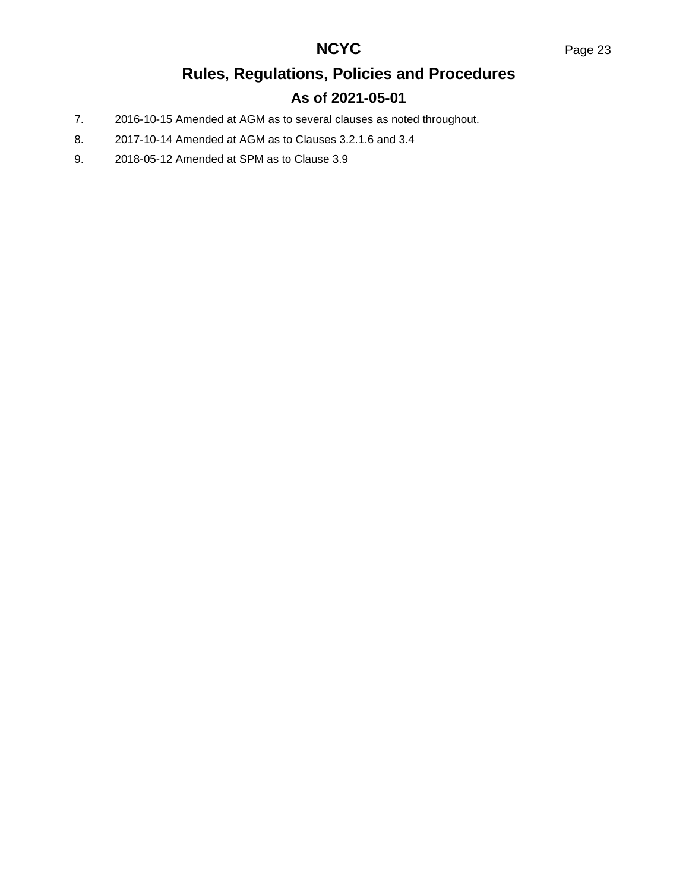7. 2016-10-15 Amended at AGM as to several clauses as noted throughout.
8. 2017-10-14 Amended at AGM as to Clauses 3.2.1.6 and 3.4
9. 2018-05-12 Amended at SPM as to Clause 3.9